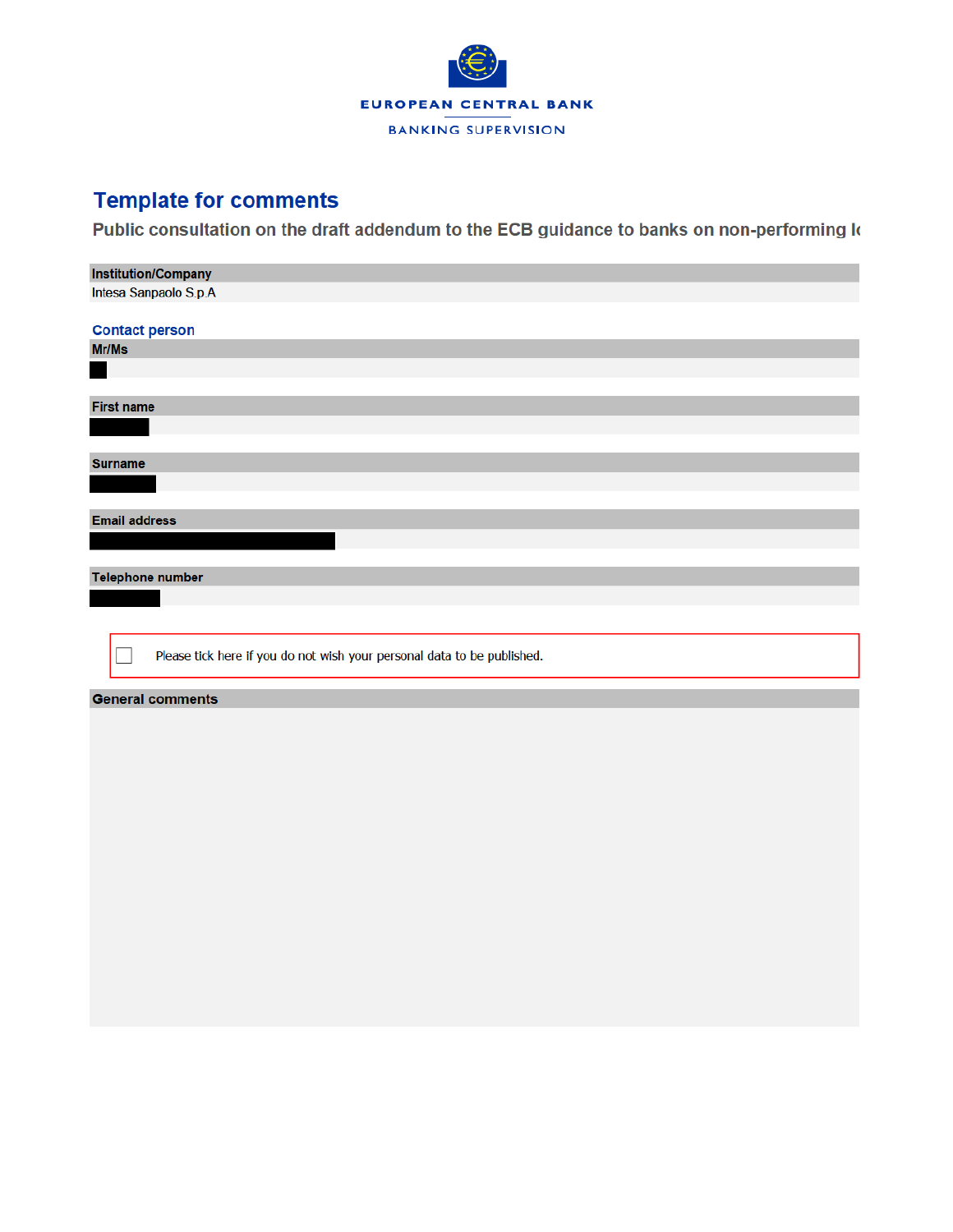EUROPEAN CENTRAL BANK

BANKING SUPERVISION

# Template for comments

## Public consultation on the draft addendum to the ECB guidance to banks on non-performing lo

**Institution/Company**

Intesa Sanpaolo S.p.A

### Contact person

**Mr/Ms**

**First name**

**Surname**

**Email address**

**Telephone number**

☐ Please tick here if you do not wish your personal data to be published.

**General comments**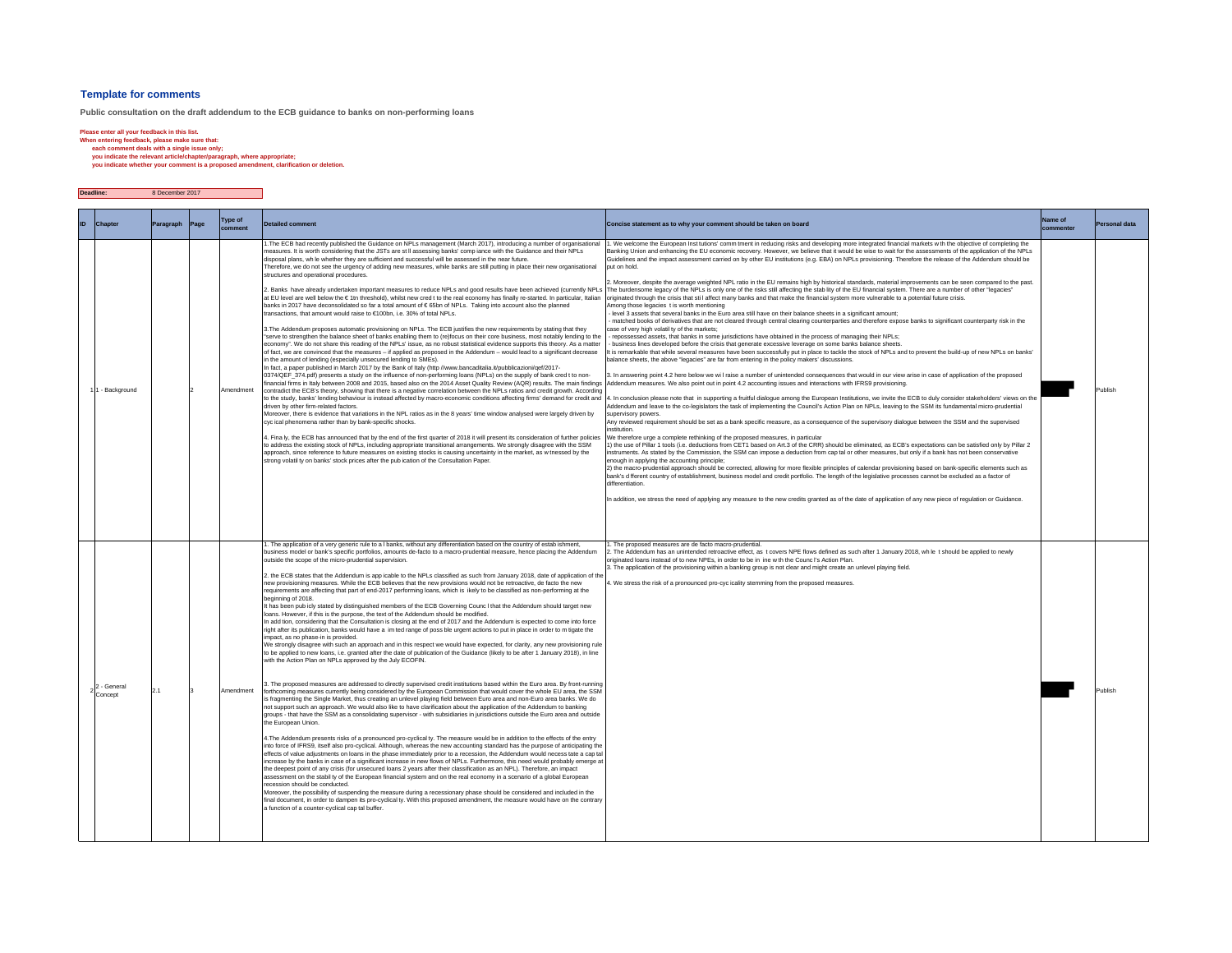## Template for comments

**Public consultation on the draft addendum to the ECB guidance to banks on non-performing loans**

**Please enter all your feedback in this list.**
**When entering feedback, please make sure that:**
- **each comment deals with a single issue only;**
- **you indicate the relevant article/chapter/paragraph, where appropriate;**
- **you indicate whether your comment is a proposed amendment, clarification or deletion.**

**Deadline:** 8 December 2017

| ID | Chapter | Paragraph | Page | Type of comment | Detailed comment | Concise statement as to why your comment should be taken on board | Name of commenter | Personal data |
|---|---|---|---|---|---|---|---|---|
| 1 | 1 - Background | | 2 | Amendment | 1.The ECB had recently published the Guidance on NPLs management (March 2017), introducing a number of organisational measures. It is worth considering that the JSTs are st ll assessing banks' comp iance with the Guidance and their NPLs disposal plans, wh le whether they are sufficient and successful will be assessed in the near future.<br>Therefore, we do not see the urgency of adding new measures, while banks are still putting in place their new organisational structures and operational procedures.<br><br>2. Banks have already undertaken important measures to reduce NPLs and good results have been achieved (currently NPLs at EU level are well below the € 1tn threshold), whilst new cred t to the real economy has finally re-started. In particular, Italian banks in 2017 have deconsolidated so far a total amount of € 65bn of NPLs. Taking into account also the planned transactions, that amount would raise to €100bn, i.e. 30% of total NPLs.<br><br>3.The Addendum proposes automatic provisioning on NPLs. The ECB justifies the new requirements by stating that they "serve to strengthen the balance sheet of banks enabling them to (re)focus on their core business, most notably lending to the economy". We do not share this reading of the NPLs' issue, as no robust statistical evidence supports this theory. As a matter of fact, we are convinced that the measures – if applied as proposed in the Addendum – would lead to a significant decrease in the amount of lending (especially unsecured lending to SMEs).<br>In fact, a paper published in March 2017 by the Bank of Italy (http://www.bancaditalia.it/pubblicazioni/qef/2017-0374/QEF_374.pdf) presents a study on the influence of non-performing loans (NPLs) on the supply of bank cred t to non-financial firms in Italy between 2008 and 2015, based also on the 2014 Asset Quality Review (AQR) results. The main findings contradict the ECB's theory, showing that there is a negative correlation between the NPLs ratios and credit growth. According to the study, banks' lending behaviour is instead affected by macro-economic conditions affecting firms' demand for credit and driven by other firm-related factors.<br>Moreover, there is evidence that variations in the NPL ratios as in the 8 years' time window analysed were largely driven by cyc ical phenomena rather than by bank-specific shocks.<br><br>4. Fina ly, the ECB has announced that by the end of the first quarter of 2018 it will present its consideration of further policies to address the existing stock of NPLs, including appropriate transitional arrangements. We strongly disagree with the SSM approach, since reference to future measures on existing stocks is causing uncertainty in the market, as w tnessed by the strong volatil ty on banks' stock prices after the pub ication of the Consultation Paper. | 1. We welcome the European Inst tutions' comm tment in reducing risks and developing more integrated financial markets w th the objective of completing the Banking Union and enhancing the EU economic recovery. However, we believe that it would be wise to wait for the assessments of the application of the NPLs Guidelines and the impact assessment carried on by other EU institutions (e.g. EBA) on NPLs provisioning. Therefore the release of the Addendum should be put on hold.<br><br>2. Moreover, despite the average weighted NPL ratio in the EU remains high by historical standards, material improvements can be seen compared to the past. The burdensome legacy of the NPLs is only one of the risks still affecting the stab lity of the EU financial system. There are a number of other "legacies" originated through the crisis that sti l affect many banks and that make the financial system more vulnerable to a potential future crisis.<br>Among those legacies t is worth mentioning<br>- level 3 assets that several banks in the Euro area still have on their balance sheets in a significant amount;<br>- matched books of derivatives that are not cleared through central clearing counterparties and therefore expose banks to significant counterparty risk in the case of very high volatil ty of the markets;<br>- repossessed assets, that banks in some jurisdictions have obtained in the process of managing their NPLs;<br>- business lines developed before the crisis that generate excessive leverage on some banks balance sheets.<br>It is remarkable that while several measures have been successfully put in place to tackle the stock of NPLs and to prevent the build-up of new NPLs on banks' balance sheets, the above "legacies" are far from entering in the policy makers' discussions.<br><br>3. In answering point 4.2 here below we wi l raise a number of unintended consequences that would in our view arise in case of application of the proposed Addendum measures. We also point out in point 4.2 accounting issues and interactions with IFRS9 provisioning.<br><br>4. In conclusion please note that in supporting a fruitful dialogue among the European Institutions, we invite the ECB to duly consider stakeholders' views on the Addendum and leave to the co-legislators the task of implementing the Council's Action Plan on NPLs, leaving to the SSM its fundamental micro-prudential supervisory powers.<br>Any reviewed requirement should be set as a bank specific measure, as a consequence of the supervisory dialogue between the SSM and the supervised institution.<br>We therefore urge a complete rethinking of the proposed measures, in particular<br>1) the use of Pillar 1 tools (i.e. deductions from CET1 based on Art.3 of the CRR) should be eliminated, as ECB's expectations can be satisfied only by Pillar 2 instruments. As stated by the Commission, the SSM can impose a deduction from cap tal or other measures, but only if a bank has not been conservative enough in applying the accounting principle;<br>2) the macro-prudential approach should be corrected, allowing for more flexible principles of calendar provisioning based on bank-specific elements such as bank's d fferent country of establishment, business model and credit portfolio. The length of the legislative processes cannot be excluded as a factor of differentiation.<br><br>In addition, we stress the need of applying any measure to the new credits granted as of the date of application of any new piece of regulation or Guidance. | | Publish |
| 2 | 2 - General Concept | 2.1 | 3 | Amendment | 1. The application of a very generic rule to a l banks, without any differentiation based on the country of establ shment, business model or bank's specific portfolios, amounts de-facto to a macro-prudential measure, hence placing the Addendum outside the scope of the micro-prudential supervision.<br><br>2. the ECB states that the Addendum is app icable to the NPLs classified as such from January 2018, date of application of the new provisioning measures. While the ECB believes that the new provisions would not be retroactive, de facto the new requirements are affecting that part of end-2017 performing loans, which is ikely to be classified as non-performing at the beginning of 2018.<br>It has been pub icly stated by distinguished members of the ECB Governing Counc l that the Addendum should target new loans. However, if this is the purpose, the text of the Addendum should be modified.<br>In add tion, considering that the Consultation is closing at the end of 2017 and the Addendum is expected to come into force right after its publication, banks would have a im ted range of poss ble urgent actions to put in place in order to m tigate the impact, as no phase-in is provided.<br>We strongly disagree with such an approach and in this respect we would have expected, for clarity, any new provisioning rule to be applied to new loans, i.e. granted after the date of publication of the Guidance (likely to be after 1 January 2018), in line with the Action Plan on NPLs approved by the July ECOFIN.<br><br>3. The proposed measures are addressed to directly supervised credit institutions based within the Euro area. By front-running forthcoming measures currently being considered by the European Commission that would cover the whole EU area, the SSM is fragmenting the Single Market, thus creating an unlevel playing field between Euro area and non-Euro area banks. We do not support such an approach. We would also like to have clarification about the application of the Addendum to banking groups - that have the SSM as a consolidating supervisor - with subsidiaries in jurisdictions outside the Euro area and outside the European Union.<br><br>4.The Addendum presents risks of a pronounced pro-cyclical ty. The measure would be in addition to the effects of the entry into force of IFRS9, itself also pro-cyclical. Although, whereas the new accounting standard has the purpose of anticipating the effects of value adjustments on loans in the phase immediately prior to a recession, the Addendum would necess tate a cap tal increase by the banks in case of a significant increase in new flows of NPLs. Furthermore, this need would probably emerge at the deepest point of any crisis (for unsecured loans 2 years after their classification as an NPL). Therefore, an impact assessment on the stabil ty of the European financial system and on the real economy in a scenario of a global European recession should be conducted.<br>Moreover, the possibility of suspending the measure during a recessionary phase should be considered and included in the final document, in order to dampen its pro-cyclical ty. With this proposed amendment, the measure would have on the contrary a function of a counter-cyclical cap tal buffer. | 1. The proposed measures are de facto macro-prudential.<br>2. The Addendum has an unintended retroactive effect, as t covers NPE flows defined as such after 1 January 2018, wh le t should be applied to newly originated loans instead of to new NPEs, in order to be in ine w th the Counc l's Action Plan.<br>3. The application of the provisioning within a banking group is not clear and might create an unlevel playing field.<br><br>4. We stress the risk of a pronounced pro-cyc icality stemming from the proposed measures. | | Publish |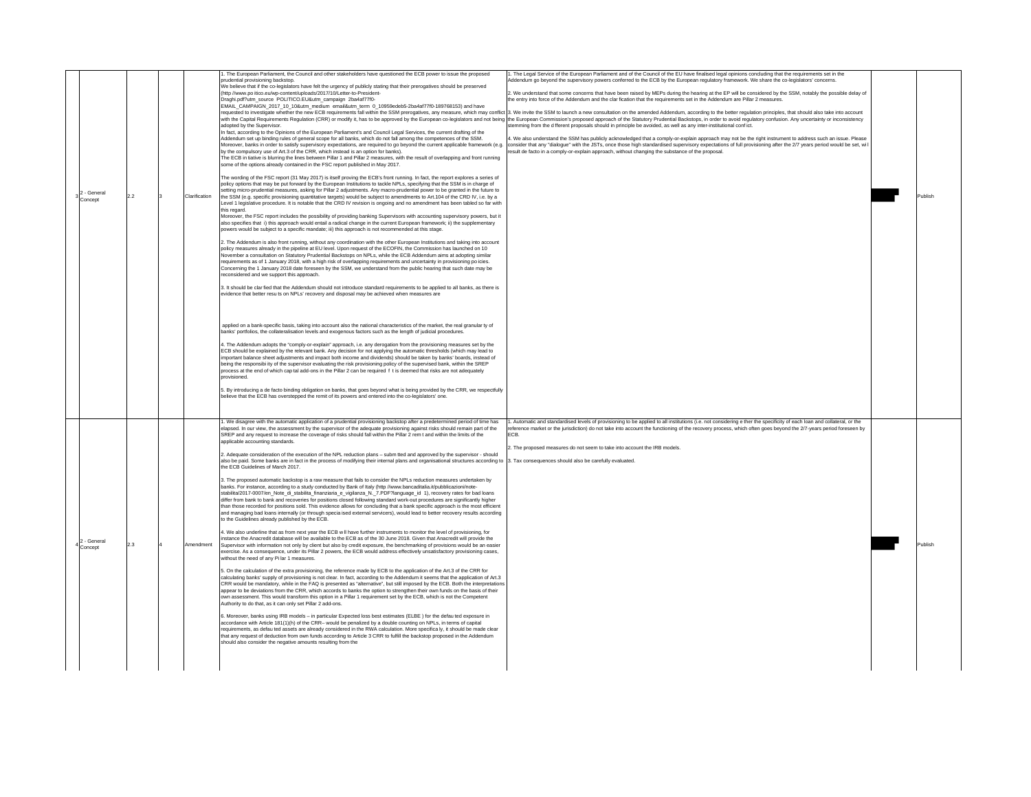| | | | | | | | | |
|---|---|---|---|---|---|---|---|---|
| 3 | 2 - General Concept | 2.2 | 3 | Clarification | 1. The European Parliament, the Council and other stakeholders have questioned the ECB power to issue the proposed prudential provisioning backstop.<br>We believe that if the co-legislators have felt the urgency of publicly stating that their prerogatives should be preserved (http://www.po itico.eu/wp-content/uploads/2017/10/Letter-to-President-Draghi.pdf?utm_source POLITICO.EU&utm_campaign 2ba4af77f0-EMAIL_CAMPAIGN_2017_10_10&utm_medium email&utm_term 0_10959edeb5-2ba4af77f0-189768153) and have requested to investigate whether the new ECB requirements fall within the SSM prerogatives, any measure, which may conflict with the Capital Requirements Regulation (CRR) or modify it, has to be approved by the European co-legislators and not being adopted by the Supervisor.<br>In fact, according to the Opinions of the European Parliament's and Council Legal Services, the current drafting of the Addendum set up binding rules of general scope for all banks, which do not fall among the competences of the SSM. Moreover, banks in order to satisfy supervisory expectations, are required to go beyond the current applicable framework (e.g. by the compulsory use of Art.3 of the CRR, which instead is an option for banks).<br>The ECB in tiative is blurring the lines between Pillar 1 and Pillar 2 measures, with the result of overlapping and front running some of the options already contained in the FSC report published in May 2017.<br><br>The wording of the FSC report (31 May 2017) is itself proving the ECB's front running. In fact, the report explores a series of policy options that may be put forward by the European Institutions to tackle NPLs, specifying that the SSM is in charge of setting micro-prudential measures, asking for Pillar 2 adjustments. Any macro-prudential power to be granted in the future to the SSM (e.g. specific provisioning quantitative targets) would be subject to amendments to Art.104 of the CRD IV, i.e. by a Level 1 legislative procedure. It is notable that the CRD IV revision is ongoing and no amendment has been tabled so far with this regard.<br>Moreover, the FSC report includes the possibility of providing banking Supervisors with accounting supervisory powers, but it also specifies that i) this approach would entail a radical change in the current European framework; ii) the supplementary powers would be subject to a specific mandate; iii) this approach is not recommended at this stage.<br><br>2. The Addendum is also front running, without any coordination with the other European Institutions and taking into account policy measures already in the pipeline at EU level. Upon request of the ECOFIN, the Commission has launched on 10 November a consultation on Statutory Prudential Backstops on NPLs, while the ECB Addendum aims at adopting similar requirements as of 1 January 2018, with a high risk of overlapping requirements and uncertainty in provisioning po icies. Concerning the 1 January 2018 date foreseen by the SSM, we understand from the public hearing that such date may be reconsidered and we support this approach.<br><br>3. It should be clar fied that the Addendum should not introduce standard requirements to be applied to all banks, as there is evidence that better resu ts on NPLs' recovery and disposal may be achieved when measures are<br><br>applied on a bank-specific basis, taking into account also the national characteristics of the market, the real granular ty of banks' portfolios, the collateralisation levels and exogenous factors such as the length of judicial procedures.<br><br>4. The Addendum adopts the "comply-or-explain" approach, i.e. any derogation from the provisioning measures set by the ECB should be explained by the relevant bank. Any decision for not applying the automatic thresholds (which may lead to important balance sheet adjustments and impact both income and dividends) should be taken by banks' boards, instead of being the responsibi ity of the supervisor evaluating the risk provisioning policy of the supervised bank, within the SREP process at the end of which cap tal add-ons in the Pillar 2 can be required f t is deemed that risks are not adequately provisioned.<br><br>5. By introducing a de facto binding obligation on banks, that goes beyond what is being provided by the CRR, we respectfully believe that the ECB has overstepped the remit of its powers and entered into the co-legislators' one. | 1. The Legal Service of the European Parliament and of the Council of the EU have finalised legal opinions concluding that the requirements set in the Addendum go beyond the supervisory powers conferred to the ECB by the European regulatory framework. We share the co-legislators' concerns.<br><br>2. We understand that some concerns that have been raised by MEPs during the hearing at the EP will be considered by the SSM, notably the possible delay of the entry into force of the Addendum and the clar fication that the requirements set in the Addendum are Pillar 2 measures.<br><br>3. We invite the SSM to launch a new consultation on the amended Addendum, according to the better regulation principles, that should also take into account the European Commission's proposed approach of the Statutory Prudential Backstops, in order to avoid regulatory confusion. Any uncertainty or inconsistency stemming from the d fferent proposals should in principle be avoided, as well as any inter-institutional conf ict.<br><br>4. We also understand the SSM has publicly acknowledged that a comply-or-explain approach may not be the right instrument to address such an issue. Please consider that any "dialogue" with the JSTs, once those high standardised supervisory expectations of full provisioning after the 2/7 years period would be set, wi l result de facto in a comply-or-explain approach, without changing the substance of the proposal. | ███ | Publish |
| 4 | 2 - General Concept | 2.3 | 4 | Amendment | 1. We disagree with the automatic application of a prudential provisioning backstop after a predetermined period of time has elapsed. In our view, the assessment by the supervisor of the adequate provisioning against risks should remain part of the SREP and any request to increase the coverage of risks should fall within the Pillar 2 rem t and within the limits of the applicable accounting standards.<br><br>2. Adequate consideration of the execution of the NPL reduction plans – subm tted and approved by the supervisor - should also be paid. Some banks are in fact in the process of modifying their internal plans and organisational structures according to the ECB Guidelines of March 2017.<br><br>3. The proposed automatic backstop is a raw measure that fails to consider the NPLs reduction measures undertaken by banks. For instance, according to a study conducted by Bank of Italy (http //www.bancaditalia.it/pubblicazioni/note-stabilita/2017-0007/en_Note_di_stabilita_finanziaria_e_vigilanza_N._7.PDF?language_id 1), recovery rates for bad loans differ from bank to bank and recoveries for positions closed following standard work-out procedures are significantly higher than those recorded for positions sold. This evidence allows for concluding that a bank specific approach is the most efficient and managing bad loans internally (or through specia ised external servicers), would lead to better recovery results according to the Guidelines already published by the ECB.<br><br>4. We also underline that as from next year the ECB w ll have further instruments to monitor the level of provisioning, for instance the Anacredit database will be available to the ECB as of the 30 June 2018. Given that Anacredit will provide the Supervisor with information not only by client but also by credit exposure, the benchmarking of provisions would be an easier exercise. As a consequence, under its Pillar 2 powers, the ECB would address effectively unsatisfactory provisioning cases, without the need of any Pi lar 1 measures.<br><br>5. On the calculation of the extra provisioning, the reference made by ECB to the application of the Art.3 of the CRR for calculating banks' supply of provisioning is not clear. In fact, according to the Addendum it seems that the application of Art.3 CRR would be mandatory, while in the FAQ is presented as "alternative", but still imposed by the ECB. Both the interpretations appear to be deviations from the CRR, which accords to banks the option to strengthen their own funds on the basis of their own assessment. This would transform this option in a Pillar 1 requirement set by the ECB, which is not the Competent Authority to do that, as it can only set Pillar 2 add-ons.<br><br>6. Moreover, banks using IRB models – in particular Expected loss best estimates (ELBE ) for the defau ted exposure in accordance with Article 181(1)(h) of the CRR– would be penalized by a double counting on NPLs, in terms of capital requirements, as defau ted assets are already considered in the RWA calculation. More specifica ly, it should be made clear that any request of deduction from own funds according to Article 3 CRR to fulfill the backstop proposed in the Addendum should also consider the negative amounts resulting from the | 1. Automatic and standardised levels of provisioning to be applied to all institutions (i.e. not considering e ther the specificity of each loan and collateral, or the reference market or the jurisdiction) do not take into account the functioning of the recovery process, which often goes beyond the 2/7-years period foreseen by ECB.<br><br>2. The proposed measures do not seem to take into account the IRB models.<br><br>3. Tax consequences should also be carefully evaluated. | ███ | Publish |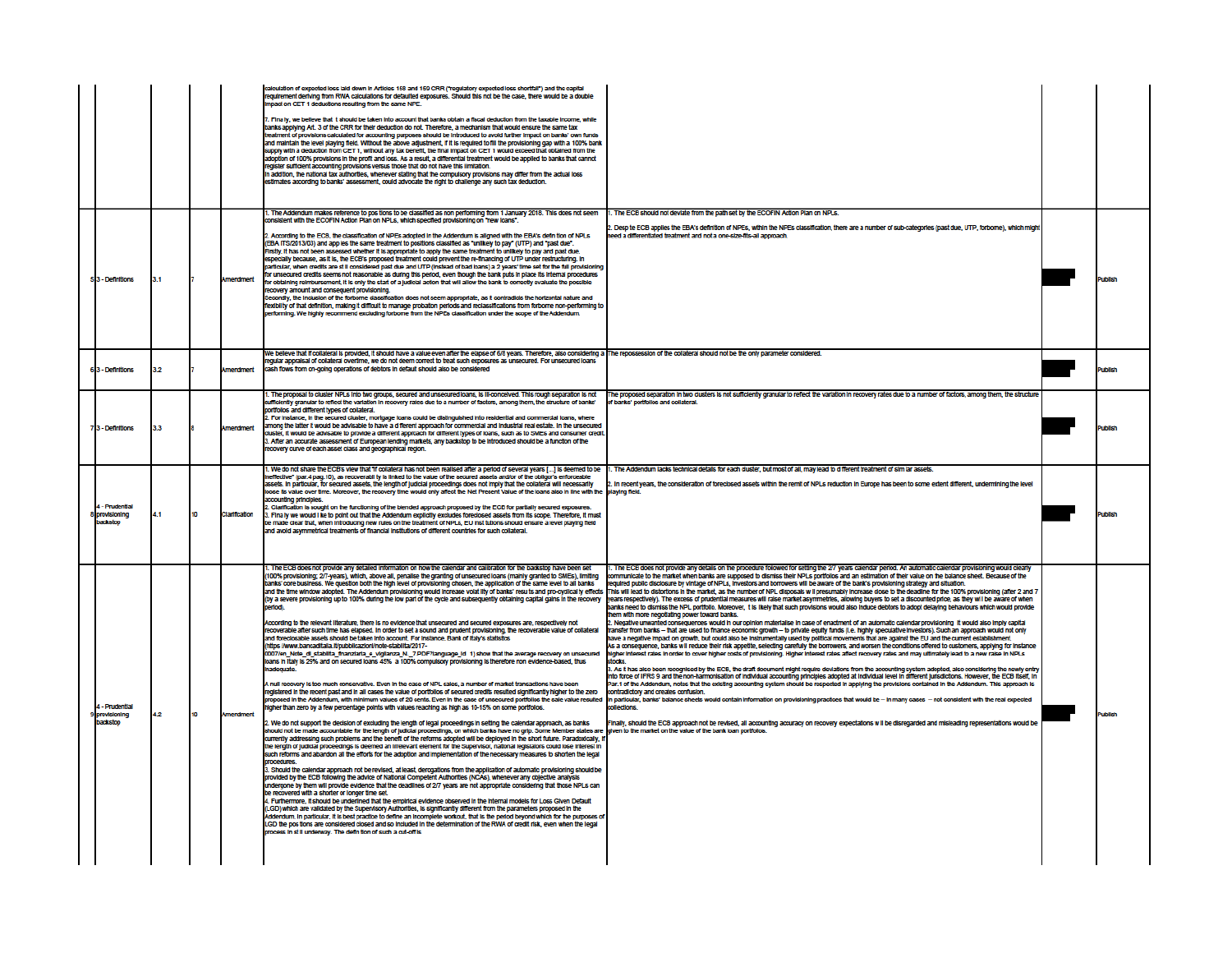| | | | | | | | | |
|---|---|---|---|---|---|---|---|---|
| | | | | | calculation of expected loss laid down in Articles 158 and 159 CRR ("regulatory expected loss shortfall") and the capital requirement deriving from RWA calculations for defaulted exposures. Should this not be the case, there would be a double impact on CET 1 deductions resulting from the same NPE.<br><br>7. Finally, we believe that it should be taken into account that banks obtain a fiscal deduction from the taxable income, while banks applying Art. 3 of the CRR for their deduction do not. Therefore, a mechanism that would ensure the same tax treatment of provisions calculated for accounting purposes should be introduced to avoid further impact on banks' own funds and maintain the level playing field. Without the above adjustment, if it is required to fill the provisioning gap with a 100% bank supply with a deduction from CET 1, without any tax benefit, the final impact on CET 1 would exceed that obtained from the adoption of 100% provisions in the profit and loss. As a result, a differential treatment would be applied to banks that cannot register sufficient accounting provisions versus those that do not have this limitation.<br>In addition, the national tax authorities, whenever stating that the compulsory provisions may differ from the actual loss estimates according to banks' assessment, could advocate the right to challenge any such tax deduction. | | | |
| 5 | 3 - Definitions | 3.1 | 7 | Amendment | 1. The Addendum makes reference to positions to be classified as non performing from 1 January 2018. This does not seem consistent with the ECOFIN Action Plan on NPLs, which specified provisioning on "new loans".<br><br>2. According to the ECB, the classification of NPEs adopted in the Addendum is aligned with the EBA's definition of NPLs (EBA ITS/2013/03) and applies the same treatment to positions classified as "unlikely to pay" (UTP) and "past due".<br>Firstly, it has not been assessed whether it is appropriate to apply the same treatment to unlikely to pay and past due, especially because, as it is, the ECB's proposed treatment could prevent the re-financing of UTP under restructuring. In particular, when credits are still considered past due and UTP (instead of bad loans) a 2 years' time set for the full provisioning for unsecured credits seems not reasonable as during this period, even though the bank puts in place its internal procedures for obtaining reimbursement, it is only the start of a judicial action that will allow the bank to correctly evaluate the possible recovery amount and consequent provisioning.<br>Secondly, the inclusion of the forborne classification does not seem appropriate, as it contradicts the horizontal nature and flexibility of that definition, making it difficult to manage probation periods and reclassifications from forborne non-performing to performing. We highly recommend excluding forborne from the NPEs classification under the scope of the Addendum. | 1. The ECB should not deviate from the path set by the ECOFIN Action Plan on NPLs.<br><br>2. Despite ECB applies the EBA's definition of NPEs, within the NPEs classification, there are a number of sub-categories (past due, UTP, forborne), which might need a differentiated treatment and not a one-size-fits-all approach. | ██ | Publish |
| 6 | 3 - Definitions | 3.2 | 7 | Amendment | We believe that if collateral is provided, it should have a value even after the elapse of 6/8 years. Therefore, also considering a regular appraisal of collateral overtime, we do not deem correct to treat such exposures as unsecured. For unsecured loans cash flows from on-going operations of debtors in default should also be considered | The repossession of the collateral should not be the only parameter considered. | ██ | Publish |
| 7 | 3 - Definitions | 3.3 | 8 | Amendment | 1. The proposal to cluster NPLs into two groups, secured and unsecured loans, is ill-conceived. This rough separation is not sufficiently granular to reflect the variation in recovery rates due to a number of factors, among them, the structure of banks' portfolios and different types of collateral.<br>2. For instance, in the secured cluster, mortgage loans could be distinguished into residential and commercial loans, where among the latter it would be advisable to have a different approach for commercial and industrial real estate. In the unsecured cluster, it would be advisable to provide a different approach for different types of loans, such as to SMEs and consumer credit.<br>3. After an accurate assessment of European lending markets, any backstop to be introduced should be a function of the recovery curve of each asset class and geographical region. | The proposed separation in two clusters is not sufficiently granular to reflect the variation in recovery rates due to a number of factors, among them, the structure of banks' portfolios and collateral. | ██ | Publish |
| 8 | 4 - Prudential provisioning backstop | 4.1 | 10 | Clarification | 1. We do not share the ECB's view that "if collateral has not been realised after a period of several years [...] is deemed to be ineffective" (par.4 pag.10), as recoverability is linked to the value of the secured assets and/or of the obligor's enforceable assets. In particular, for secured assets, the length of judicial proceedings does not imply that the collateral will necessarily loose its value over time. Moreover, the recovery time would only affect the Net Present Value of the loans also in line with the accounting principles.<br>2. Clarification is sought on the functioning of the blended approach proposed by the ECB for partially secured exposures.<br>3. Finally we would like to point out that the Addendum explicitly excludes foreclosed assets from its scope. Therefore, it must be made clear that, when introducing new rules on the treatment of NPLs, EU institutions should ensure a level playing field and avoid asymmetrical treatments of financial institutions of different countries for such collateral. | 1. The Addendum lacks technical details for each cluster, but most of all, may lead to different treatment of similar assets.<br><br>2. In recent years, the consideration of foreclosed assets within the remit of NPLs reduction in Europe has been to some extent different, undermining the level playing field. | ██ | Publish |
| 9 | 4 - Prudential provisioning backstop | 4.2 | 10 | Amendment | 1. The ECB does not provide any detailed information on how the calendar and calibration for the backstop have been set (100% provisioning; 2/7-years), which, above all, penalise the granting of unsecured loans (mainly granted to SMEs), limiting banks' core business. We question both the high level of provisioning chosen, the application of the same level to all banks and the time window adopted. The Addendum provisioning would increase volatility of banks' results and pro-cyclical effects (by a severe provisioning up to 100% during the low part of the cycle and subsequently obtaining capital gains in the recovery period).<br><br>According to the relevant literature, there is no evidence that unsecured and secured exposures are, respectively not recoverable after such time has elapsed. In order to set a sound and prudent provisioning, the recoverable value of collateral and foreclosable assets should be taken into account. For instance, Bank of Italy's statistics (https://www.bancaditalia.it/pubblicazioni/note-stabilita/2017-0007/en_Note_di_stabilita_finanziaria_e_vigilanza_N_7.PDF?language_id_1) show that the average recovery on unsecured loans in Italy is 29% and on secured loans 45% a 100% compulsory provisioning is therefore non evidence-based, thus inadequate.<br><br>A null recovery is too much conservative. Even in the case of NPL sales, a number of market transactions have been registered in the recent past and in all cases the value of portfolios of secured credits resulted significantly higher to the zero proposed in the Addendum, with minimum values of 20 cents. Even in the case of unsecured portfolios the sale value resulted higher than zero by a few percentage points with values reaching as high as 10-15% on some portfolios.<br><br>2. We do not support the decision of excluding the length of legal proceedings in setting the calendar approach, as banks should not be made accountable for the length of judicial proceedings, on which banks have no grip. Some Member states are currently addressing such problems and the benefit of the reforms adopted will be deployed in the short future. Paradoxically, if the length of judicial proceedings is deemed an irrelevant element for the Supervisor, national legislators could lose interest in such reforms and abandon all the efforts for the adoption and implementation of the necessary measures to shorten the legal procedures.<br>3. Should the calendar approach not be revised, at least, derogations from the application of automatic provisioning should be provided by the ECB following the advice of National Competent Authorities (NCAs), whenever any objective analysis undergone by them will provide evidence that the deadlines of 2/7 years are not appropriate considering that those NPLs can be recovered with a shorter or longer time set.<br>4. Furthermore, it should be underlined that the empirical evidence observed in the internal models for Loss Given Default (LGD) which are validated by the Supervisory Authorities, is significantly different from the parameters proposed in the Addendum. In particular, it is best practice to define an incomplete workout, that is the period beyond which for the purposes of LGD the positions are considered closed and so included in the determination of the RWA of credit risk, even when the legal process in still underway. The definition of such a cut-off is | 1. The ECB does not provide any details on the procedure followed for setting the 2/7 years calendar period. An automatic calendar provisioning would clearly communicate to the market when banks are supposed to dismiss their NPLs portfolios and an estimation of their value on the balance sheet. Because of the required public disclosure by vintage of NPLs, investors and borrowers will be aware of the bank's provisioning strategy and situation.<br>This will lead to distortions in the market, as the number of NPL disposals will presumably increase close to the deadline for the 100% provisioning (after 2 and 7 years respectively). The excess of prudential measures will raise market asymmetries, allowing buyers to set a discounted price, as they will be aware of when banks need to dismiss the NPL portfolio. Moreover, it is likely that such provisions would also induce debtors to adopt delaying behaviours which would provide them with more negotiating power toward banks.<br>2. Negative unwanted consequences would in our opinion materialise in case of enactment of an automatic calendar provisioning. It would also imply capital transfer from banks – that are used to finance economic growth – to private equity funds (i.e. highly speculative investors). Such an approach would not only have a negative impact on growth, but could also be instrumentally used by political movements that are against the EU and the current establishment.<br>As a consequence, banks will reduce their risk appetite, selecting carefully the borrowers, and worsen the conditions offered to customers, applying for instance higher interest rates in order to cover higher costs of provisioning. Higher interest rates affect recovery rates and may ultimately lead to a new raise in NPLs stocks.<br>3. As it has also been recognised by the ECB, the draft document might require deviations from the accounting system adopted, also considering the newly entry into force of IFRS 9 and the non-harmonisation of individual accounting principles adopted at individual level in different jurisdictions. However, the ECB itself, in Par.1 of the Addendum, notes that the existing accounting system should be respected in applying the provisions contained in the Addendum. This approach is contradictory and creates confusion.<br>In particular, banks' balance sheets would contain information on provisioning practices that would be – in many cases – not consistent with the real expected collections.<br><br>Finally, should the ECB approach not be revised, all accounting accuracy on recovery expectations will be disregarded and misleading representations would be given to the market on the value of the bank loan portfolios. | ██ | Publish |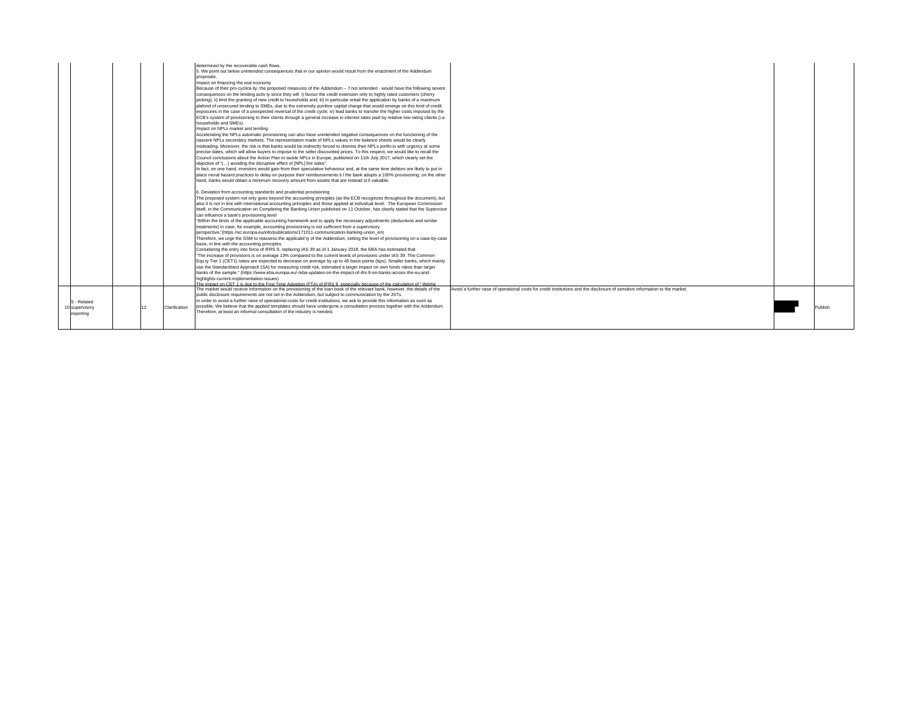| | | | | | | | | |
|---|---|---|---|---|---|---|---|---|
| | | | | determined by the recoverable cash flows.<br>5. We point out below unintended consequences that in our opinion would result from the enactment of the Addendum proposals.<br>Impact on financing the real economy<br>Because of their pro-cyclica ity, the proposed measures of the Addendum – f not amended - would have the following severe consequences on the lending activ ty since they will i) favour the credit extension only to highly rated customers (cherry picking); ii) limit the granting of new credit to households and; iii) in particular entail the application by banks of a maximum plafond of unsecured lending to SMEs, due to the extremely punitive capital charge that would emerge on this kind of credit exposures in the case of a unexpected reversal of the credit cycle; iv) lead banks to transfer the higher costs imposed by the ECB's system of provisioning to their clients through a general increase in interest rates paid by relative low-rating clients (i.e. households and SMEs).<br>Impact on NPLs market and lending<br>Accelerating the NPLs automatic provisioning can also have unintended negative consequences on the functioning of the nascent NPLs secondary markets. The representation made of NPLs values in the balance sheets would be clearly misleading. Moreover, the risk is that banks would be indirectly forced to dismiss their NPLs portfo io with urgency at some precise dates, which will allow buyers to impose to the seller discounted prices. To this respect, we would like to recall the Council conclusions about the Action Plan to tackle NPLs in Europe, published on 11th July 2017, which clearly set the objective of "(…) avoiding the disruptive effect of [NPL] fire sales".<br>In fact, on one hand, investors would gain from their speculative behaviour and, at the same time debtors are likely to put in place moral hazard practices to delay on purpose their reimbursements ti l the bank adopts a 100% provisioning; on the other hand, banks would obtain a minimum recovery amount from assets that are instead st ll valuable.<br><br>6. Deviation from accounting standards and prudential provisioning<br>The proposed system not only goes beyond the accounting principles (as the ECB recognizes throughout the document), but also it is not in line with international accounting principles and those applied at individual level. The European Commission itself, in the Communication on Completing the Banking Union published on 11 October, has clearly stated that the Supervisor can influence a bank's provisioning level<br>"Within the limits of the applicable accounting framework and to apply the necessary adjustments (deductions and similar treatments) in case, for example, accounting provisioning is not sufficient from a supervisory perspective."(https //ec.europa.eu/info/publications/171011-communication-banking-union_en)<br>Therefore, we urge the SSM to reassess the applicabil ty of the Addendum, setting the level of provisioning on a case-by-case basis, in line with the accounting principles.<br>Considering the entry into force of IFRS 9, replacing IAS 39 as of 1 January 2018, the EBA has estimated that<br>"The increase of provisions is on average 13% compared to the current levels of provisions under IAS 39. The Common Equ ty Tier 1 (CET1) ratios are expected to decrease on average by up to 45 basis points (bps). Smaller banks, which mainly use the Standardised Approach (SA) for measuring credit risk, estimated a larger impact on own funds ratios than larger banks of the sample." (https //www.eba.europa.eu/-/eba-updates-on-the-impact-of-ifrs-9-on-banks-across-the-eu-and-highlights-current-implementation-issues)<br>The impact on CET 1 is due to the First Time Adoption (FTA) of IFRS 9 especially because of the calculation of " lifetime | | | |
| 10 | 5 - Related supervisory reporting | | 12 | Clarification | The market would receive information on the provisioning of the loan book of the relevant bank, however, the details of the public disclosure requirements are not set in the Addendum, but subject to communication by the JSTs.<br>In order to avoid a further raise of operational costs for credit institutions, we ask to provide this information as soon as possible. We believe that the applied templates should have undergone a consultation process together with the Addendum. Therefore, at least an informal consultation of the industry is needed. | Avoid a further raise of operational costs for credit institutions and the disclosure of sensitive information to the market. | | Publish |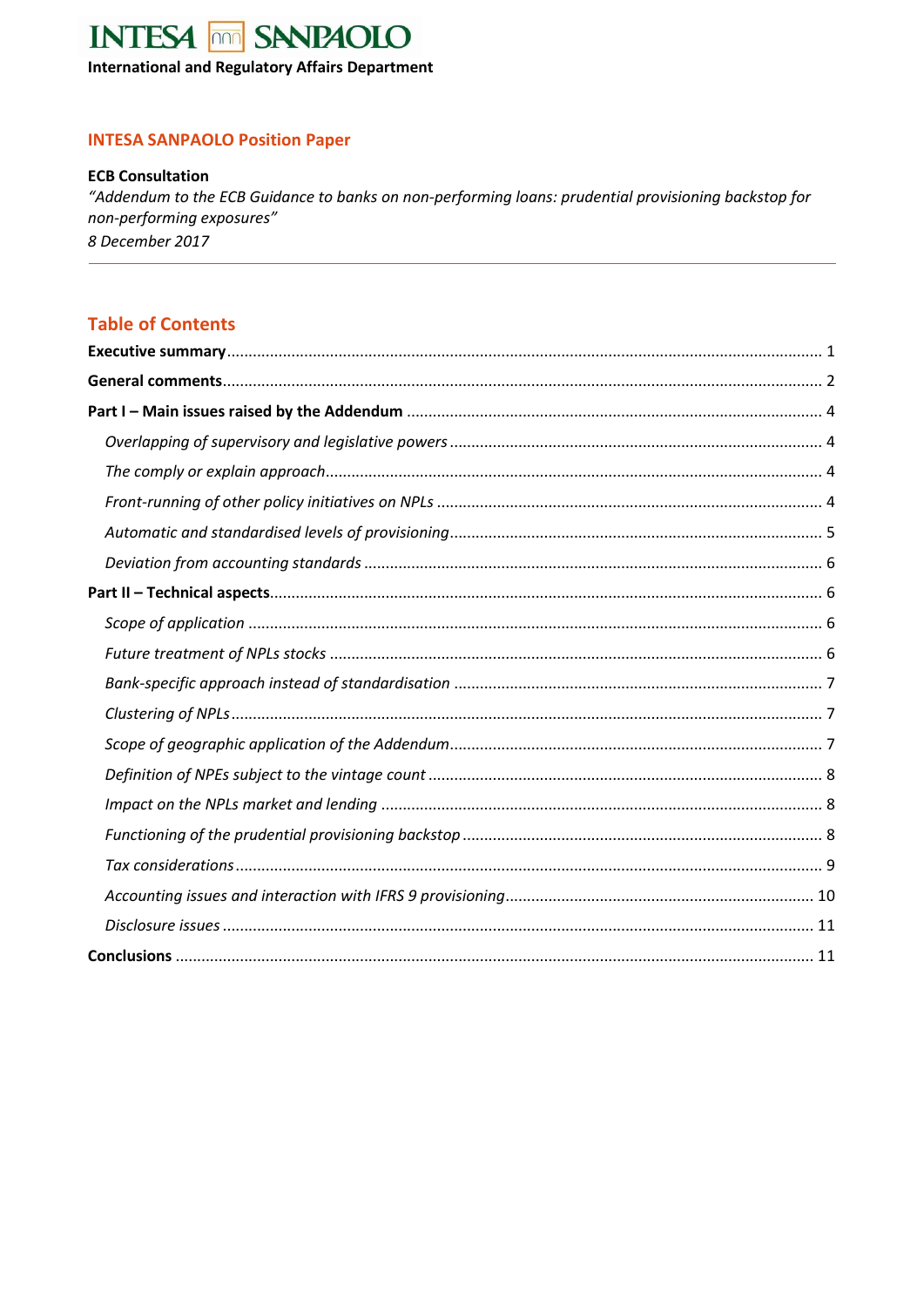**International and Regulatory Affairs Department**

## INTESA SANPAOLO Position Paper

**ECB Consultation**
*"Addendum to the ECB Guidance to banks on non-performing loans: prudential provisioning backstop for non-performing exposures"*
*8 December 2017*

## Table of Contents

**Executive summary** .... 1

**General comments** .... 2

**Part I – Main issues raised by the Addendum** .... 4

- *Overlapping of supervisory and legislative powers* .... 4
- *The comply or explain approach* .... 4
- *Front-running of other policy initiatives on NPLs* .... 4
- *Automatic and standardised levels of provisioning* .... 5
- *Deviation from accounting standards* .... 6

**Part II – Technical aspects** .... 6

- *Scope of application* .... 6
- *Future treatment of NPLs stocks* .... 6
- *Bank-specific approach instead of standardisation* .... 7
- *Clustering of NPLs* .... 7
- *Scope of geographic application of the Addendum* .... 7
- *Definition of NPEs subject to the vintage count* .... 8
- *Impact on the NPLs market and lending* .... 8
- *Functioning of the prudential provisioning backstop* .... 8
- *Tax considerations* .... 9
- *Accounting issues and interaction with IFRS 9 provisioning* .... 10
- *Disclosure issues* .... 11

**Conclusions** .... 11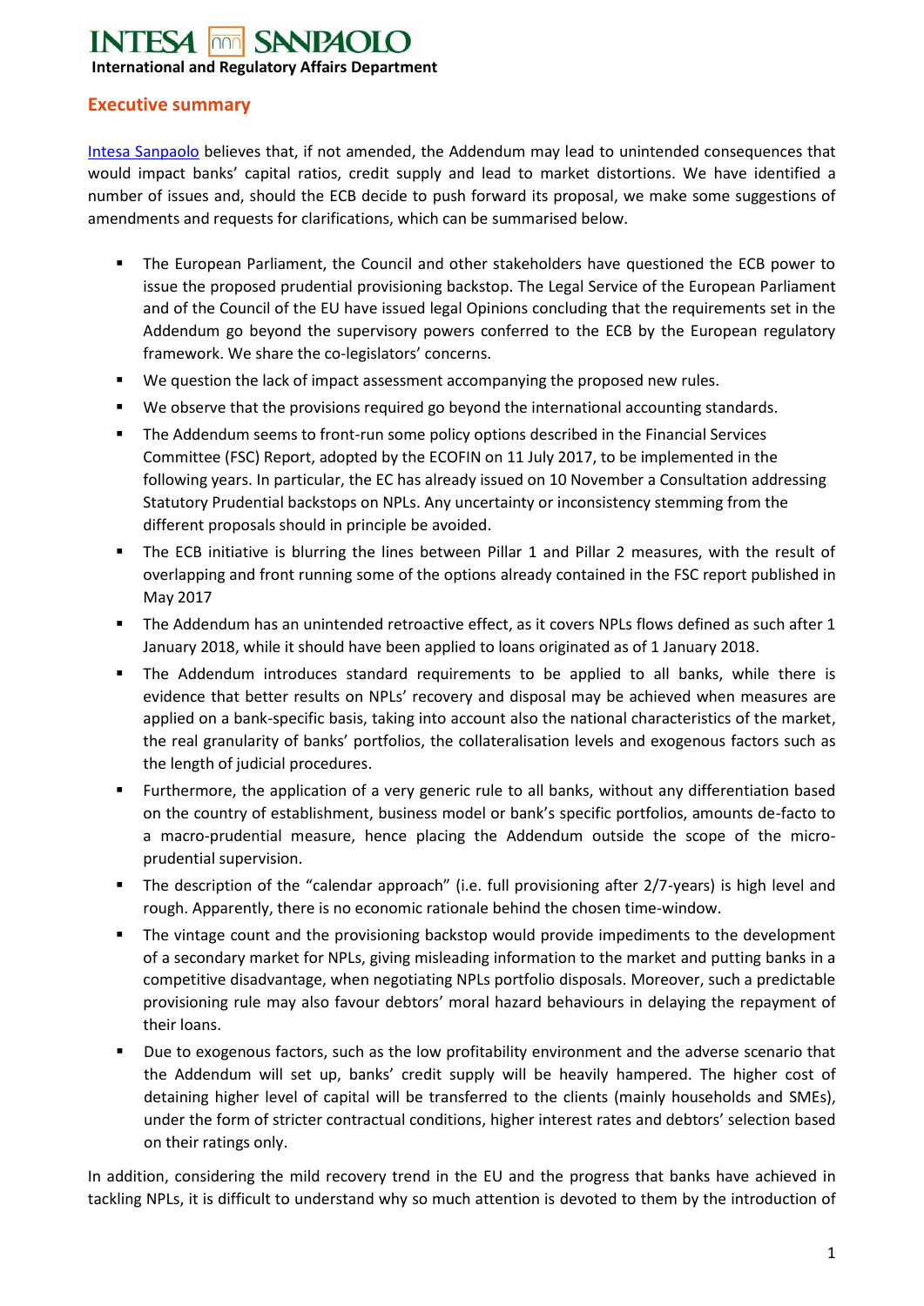## Executive summary

Intesa Sanpaolo believes that, if not amended, the Addendum may lead to unintended consequences that would impact banks' capital ratios, credit supply and lead to market distortions. We have identified a number of issues and, should the ECB decide to push forward its proposal, we make some suggestions of amendments and requests for clarifications, which can be summarised below.

- The European Parliament, the Council and other stakeholders have questioned the ECB power to issue the proposed prudential provisioning backstop. The Legal Service of the European Parliament and of the Council of the EU have issued legal Opinions concluding that the requirements set in the Addendum go beyond the supervisory powers conferred to the ECB by the European regulatory framework. We share the co-legislators' concerns.
- We question the lack of impact assessment accompanying the proposed new rules.
- We observe that the provisions required go beyond the international accounting standards.
- The Addendum seems to front-run some policy options described in the Financial Services Committee (FSC) Report, adopted by the ECOFIN on 11 July 2017, to be implemented in the following years. In particular, the EC has already issued on 10 November a Consultation addressing Statutory Prudential backstops on NPLs. Any uncertainty or inconsistency stemming from the different proposals should in principle be avoided.
- The ECB initiative is blurring the lines between Pillar 1 and Pillar 2 measures, with the result of overlapping and front running some of the options already contained in the FSC report published in May 2017
- The Addendum has an unintended retroactive effect, as it covers NPLs flows defined as such after 1 January 2018, while it should have been applied to loans originated as of 1 January 2018.
- The Addendum introduces standard requirements to be applied to all banks, while there is evidence that better results on NPLs' recovery and disposal may be achieved when measures are applied on a bank-specific basis, taking into account also the national characteristics of the market, the real granularity of banks' portfolios, the collateralisation levels and exogenous factors such as the length of judicial procedures.
- Furthermore, the application of a very generic rule to all banks, without any differentiation based on the country of establishment, business model or bank's specific portfolios, amounts de-facto to a macro-prudential measure, hence placing the Addendum outside the scope of the micro-prudential supervision.
- The description of the "calendar approach" (i.e. full provisioning after 2/7-years) is high level and rough. Apparently, there is no economic rationale behind the chosen time-window.
- The vintage count and the provisioning backstop would provide impediments to the development of a secondary market for NPLs, giving misleading information to the market and putting banks in a competitive disadvantage, when negotiating NPLs portfolio disposals. Moreover, such a predictable provisioning rule may also favour debtors' moral hazard behaviours in delaying the repayment of their loans.
- Due to exogenous factors, such as the low profitability environment and the adverse scenario that the Addendum will set up, banks' credit supply will be heavily hampered. The higher cost of detaining higher level of capital will be transferred to the clients (mainly households and SMEs), under the form of stricter contractual conditions, higher interest rates and debtors' selection based on their ratings only.

In addition, considering the mild recovery trend in the EU and the progress that banks have achieved in tackling NPLs, it is difficult to understand why so much attention is devoted to them by the introduction of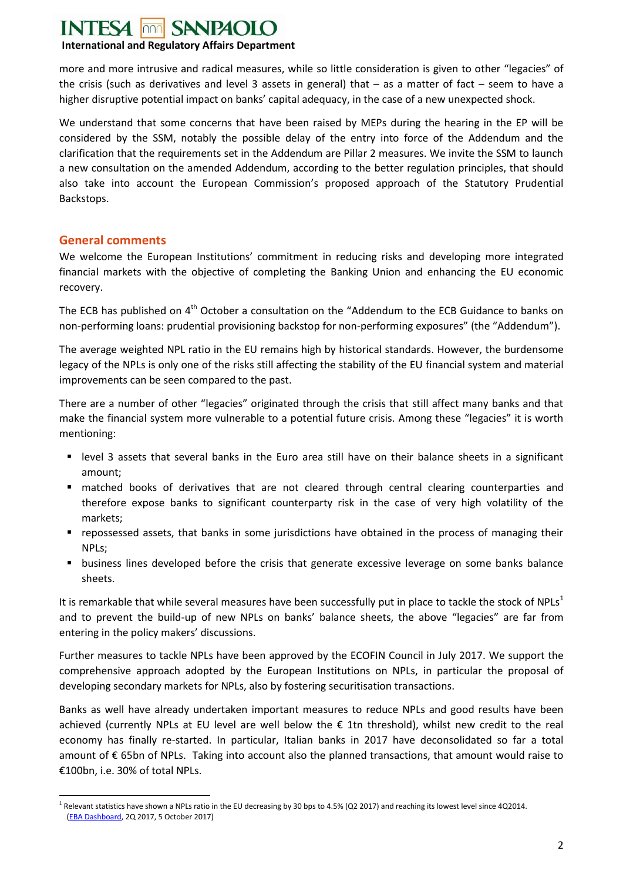more and more intrusive and radical measures, while so little consideration is given to other "legacies" of the crisis (such as derivatives and level 3 assets in general) that – as a matter of fact – seem to have a higher disruptive potential impact on banks' capital adequacy, in the case of a new unexpected shock.

We understand that some concerns that have been raised by MEPs during the hearing in the EP will be considered by the SSM, notably the possible delay of the entry into force of the Addendum and the clarification that the requirements set in the Addendum are Pillar 2 measures. We invite the SSM to launch a new consultation on the amended Addendum, according to the better regulation principles, that should also take into account the European Commission's proposed approach of the Statutory Prudential Backstops.

## General comments

We welcome the European Institutions' commitment in reducing risks and developing more integrated financial markets with the objective of completing the Banking Union and enhancing the EU economic recovery.

The ECB has published on 4th October a consultation on the "Addendum to the ECB Guidance to banks on non-performing loans: prudential provisioning backstop for non-performing exposures" (the "Addendum").

The average weighted NPL ratio in the EU remains high by historical standards. However, the burdensome legacy of the NPLs is only one of the risks still affecting the stability of the EU financial system and material improvements can be seen compared to the past.

There are a number of other "legacies" originated through the crisis that still affect many banks and that make the financial system more vulnerable to a potential future crisis. Among these "legacies" it is worth mentioning:

- level 3 assets that several banks in the Euro area still have on their balance sheets in a significant amount;
- matched books of derivatives that are not cleared through central clearing counterparties and therefore expose banks to significant counterparty risk in the case of very high volatility of the markets;
- repossessed assets, that banks in some jurisdictions have obtained in the process of managing their NPLs;
- business lines developed before the crisis that generate excessive leverage on some banks balance sheets.

It is remarkable that while several measures have been successfully put in place to tackle the stock of NPLs[1] and to prevent the build-up of new NPLs on banks' balance sheets, the above "legacies" are far from entering in the policy makers' discussions.

Further measures to tackle NPLs have been approved by the ECOFIN Council in July 2017. We support the comprehensive approach adopted by the European Institutions on NPLs, in particular the proposal of developing secondary markets for NPLs, also by fostering securitisation transactions.

Banks as well have already undertaken important measures to reduce NPLs and good results have been achieved (currently NPLs at EU level are well below the € 1tn threshold), whilst new credit to the real economy has finally re-started. In particular, Italian banks in 2017 have deconsolidated so far a total amount of € 65bn of NPLs. Taking into account also the planned transactions, that amount would raise to €100bn, i.e. 30% of total NPLs.

[1] Relevant statistics have shown a NPLs ratio in the EU decreasing by 30 bps to 4.5% (Q2 2017) and reaching its lowest level since 4Q2014. (EBA Dashboard, 2Q 2017, 5 October 2017)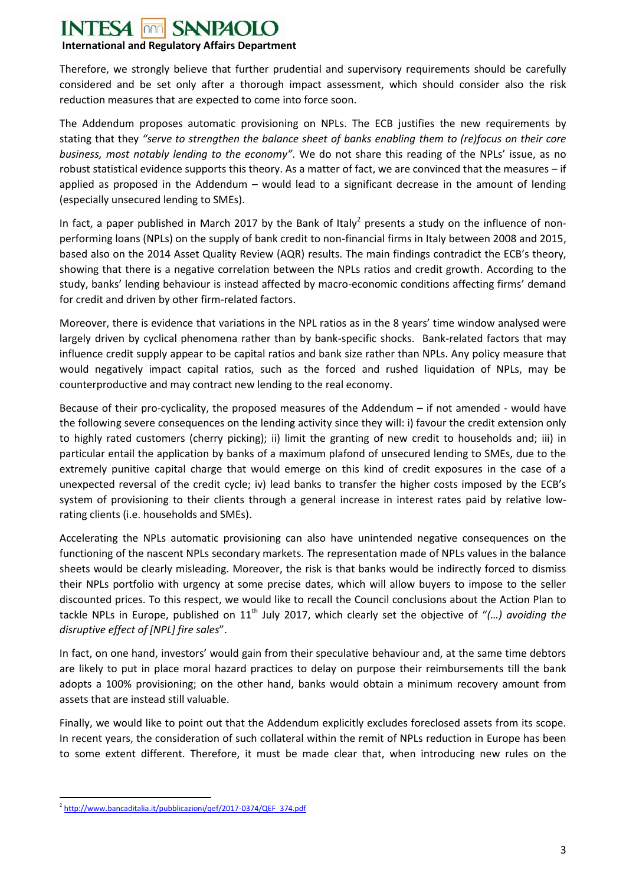Therefore, we strongly believe that further prudential and supervisory requirements should be carefully considered and be set only after a thorough impact assessment, which should consider also the risk reduction measures that are expected to come into force soon.

The Addendum proposes automatic provisioning on NPLs. The ECB justifies the new requirements by stating that they *"serve to strengthen the balance sheet of banks enabling them to (re)focus on their core business, most notably lending to the economy"*. We do not share this reading of the NPLs' issue, as no robust statistical evidence supports this theory. As a matter of fact, we are convinced that the measures – if applied as proposed in the Addendum – would lead to a significant decrease in the amount of lending (especially unsecured lending to SMEs).

In fact, a paper published in March 2017 by the Bank of Italy[2] presents a study on the influence of non-performing loans (NPLs) on the supply of bank credit to non-financial firms in Italy between 2008 and 2015, based also on the 2014 Asset Quality Review (AQR) results. The main findings contradict the ECB's theory, showing that there is a negative correlation between the NPLs ratios and credit growth. According to the study, banks' lending behaviour is instead affected by macro-economic conditions affecting firms' demand for credit and driven by other firm-related factors.

Moreover, there is evidence that variations in the NPL ratios as in the 8 years' time window analysed were largely driven by cyclical phenomena rather than by bank-specific shocks. Bank-related factors that may influence credit supply appear to be capital ratios and bank size rather than NPLs. Any policy measure that would negatively impact capital ratios, such as the forced and rushed liquidation of NPLs, may be counterproductive and may contract new lending to the real economy.

Because of their pro-cyclicality, the proposed measures of the Addendum – if not amended - would have the following severe consequences on the lending activity since they will: i) favour the credit extension only to highly rated customers (cherry picking); ii) limit the granting of new credit to households and; iii) in particular entail the application by banks of a maximum plafond of unsecured lending to SMEs, due to the extremely punitive capital charge that would emerge on this kind of credit exposures in the case of a unexpected reversal of the credit cycle; iv) lead banks to transfer the higher costs imposed by the ECB's system of provisioning to their clients through a general increase in interest rates paid by relative low-rating clients (i.e. households and SMEs).

Accelerating the NPLs automatic provisioning can also have unintended negative consequences on the functioning of the nascent NPLs secondary markets. The representation made of NPLs values in the balance sheets would be clearly misleading. Moreover, the risk is that banks would be indirectly forced to dismiss their NPLs portfolio with urgency at some precise dates, which will allow buyers to impose to the seller discounted prices. To this respect, we would like to recall the Council conclusions about the Action Plan to tackle NPLs in Europe, published on 11th July 2017, which clearly set the objective of "*(…) avoiding the disruptive effect of [NPL] fire sales*".

In fact, on one hand, investors' would gain from their speculative behaviour and, at the same time debtors are likely to put in place moral hazard practices to delay on purpose their reimbursements till the bank adopts a 100% provisioning; on the other hand, banks would obtain a minimum recovery amount from assets that are instead still valuable.

Finally, we would like to point out that the Addendum explicitly excludes foreclosed assets from its scope. In recent years, the consideration of such collateral within the remit of NPLs reduction in Europe has been to some extent different. Therefore, it must be made clear that, when introducing new rules on the

[2] http://www.bancaditalia.it/pubblicazioni/qef/2017-0374/QEF_374.pdf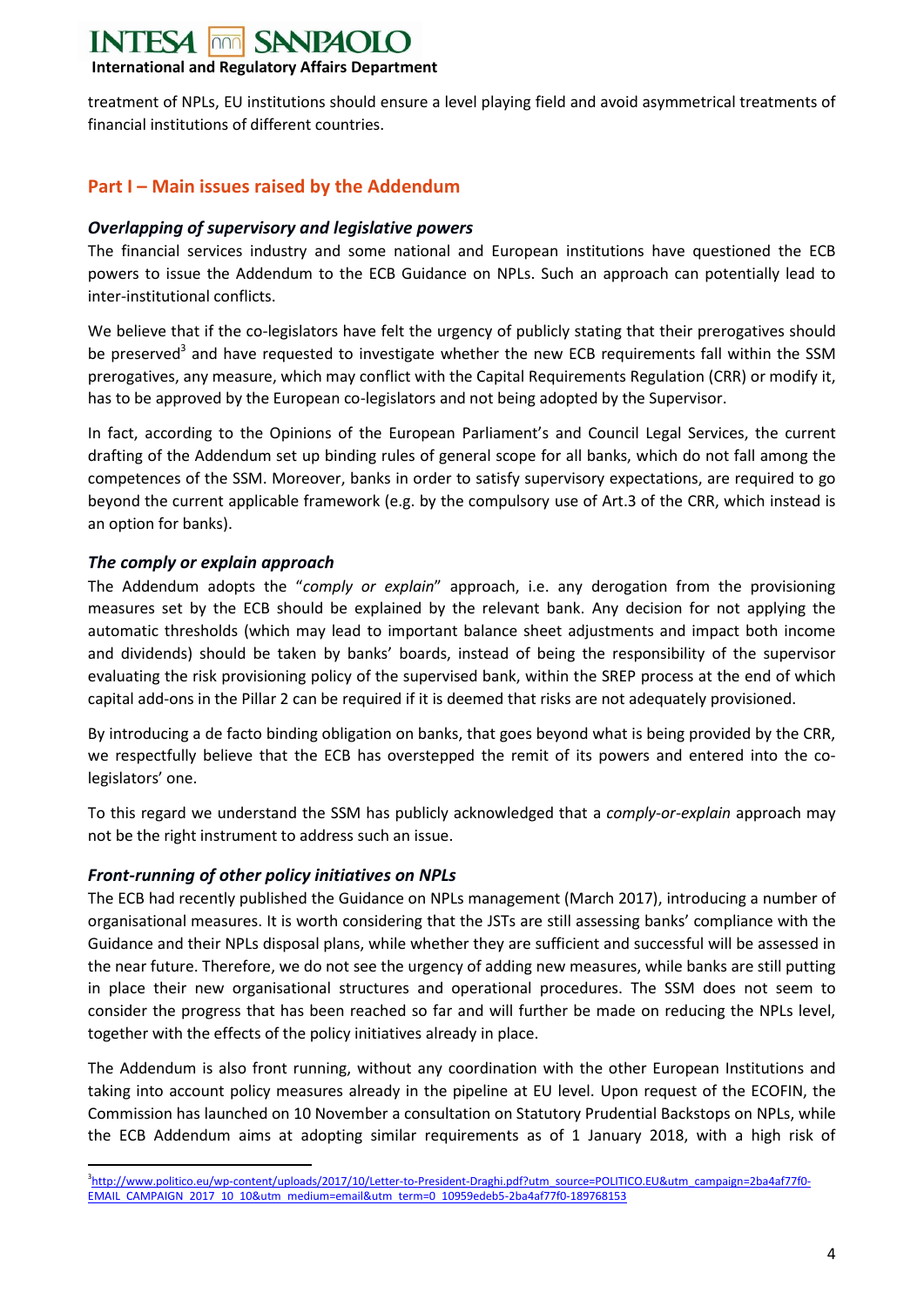treatment of NPLs, EU institutions should ensure a level playing field and avoid asymmetrical treatments of financial institutions of different countries.

## Part I – Main issues raised by the Addendum

### *Overlapping of supervisory and legislative powers*

The financial services industry and some national and European institutions have questioned the ECB powers to issue the Addendum to the ECB Guidance on NPLs. Such an approach can potentially lead to inter-institutional conflicts.

We believe that if the co-legislators have felt the urgency of publicly stating that their prerogatives should be preserved[3] and have requested to investigate whether the new ECB requirements fall within the SSM prerogatives, any measure, which may conflict with the Capital Requirements Regulation (CRR) or modify it, has to be approved by the European co-legislators and not being adopted by the Supervisor.

In fact, according to the Opinions of the European Parliament's and Council Legal Services, the current drafting of the Addendum set up binding rules of general scope for all banks, which do not fall among the competences of the SSM. Moreover, banks in order to satisfy supervisory expectations, are required to go beyond the current applicable framework (e.g. by the compulsory use of Art.3 of the CRR, which instead is an option for banks).

### *The comply or explain approach*

The Addendum adopts the "*comply or explain*" approach, i.e. any derogation from the provisioning measures set by the ECB should be explained by the relevant bank. Any decision for not applying the automatic thresholds (which may lead to important balance sheet adjustments and impact both income and dividends) should be taken by banks' boards, instead of being the responsibility of the supervisor evaluating the risk provisioning policy of the supervised bank, within the SREP process at the end of which capital add-ons in the Pillar 2 can be required if it is deemed that risks are not adequately provisioned.

By introducing a de facto binding obligation on banks, that goes beyond what is being provided by the CRR, we respectfully believe that the ECB has overstepped the remit of its powers and entered into the co-legislators' one.

To this regard we understand the SSM has publicly acknowledged that a *comply-or-explain* approach may not be the right instrument to address such an issue.

### *Front-running of other policy initiatives on NPLs*

The ECB had recently published the Guidance on NPLs management (March 2017), introducing a number of organisational measures. It is worth considering that the JSTs are still assessing banks' compliance with the Guidance and their NPLs disposal plans, while whether they are sufficient and successful will be assessed in the near future. Therefore, we do not see the urgency of adding new measures, while banks are still putting in place their new organisational structures and operational procedures. The SSM does not seem to consider the progress that has been reached so far and will further be made on reducing the NPLs level, together with the effects of the policy initiatives already in place.

The Addendum is also front running, without any coordination with the other European Institutions and taking into account policy measures already in the pipeline at EU level. Upon request of the ECOFIN, the Commission has launched on 10 November a consultation on Statutory Prudential Backstops on NPLs, while the ECB Addendum aims at adopting similar requirements as of 1 January 2018, with a high risk of

[3] http://www.politico.eu/wp-content/uploads/2017/10/Letter-to-President-Draghi.pdf?utm_source=POLITICO.EU&utm_campaign=2ba4af77f0-EMAIL_CAMPAIGN_2017_10_10&utm_medium=email&utm_term=0_10959edeb5-2ba4af77f0-189768153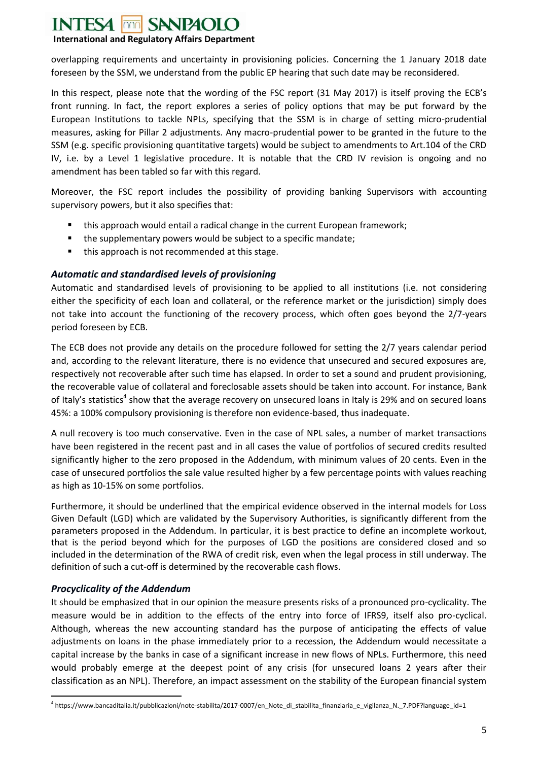overlapping requirements and uncertainty in provisioning policies. Concerning the 1 January 2018 date foreseen by the SSM, we understand from the public EP hearing that such date may be reconsidered.

In this respect, please note that the wording of the FSC report (31 May 2017) is itself proving the ECB's front running. In fact, the report explores a series of policy options that may be put forward by the European Institutions to tackle NPLs, specifying that the SSM is in charge of setting micro-prudential measures, asking for Pillar 2 adjustments. Any macro-prudential power to be granted in the future to the SSM (e.g. specific provisioning quantitative targets) would be subject to amendments to Art.104 of the CRD IV, i.e. by a Level 1 legislative procedure. It is notable that the CRD IV revision is ongoing and no amendment has been tabled so far with this regard.

Moreover, the FSC report includes the possibility of providing banking Supervisors with accounting supervisory powers, but it also specifies that:

- this approach would entail a radical change in the current European framework;
- the supplementary powers would be subject to a specific mandate;
- this approach is not recommended at this stage.

### *Automatic and standardised levels of provisioning*

Automatic and standardised levels of provisioning to be applied to all institutions (i.e. not considering either the specificity of each loan and collateral, or the reference market or the jurisdiction) simply does not take into account the functioning of the recovery process, which often goes beyond the 2/7-years period foreseen by ECB.

The ECB does not provide any details on the procedure followed for setting the 2/7 years calendar period and, according to the relevant literature, there is no evidence that unsecured and secured exposures are, respectively not recoverable after such time has elapsed. In order to set a sound and prudent provisioning, the recoverable value of collateral and foreclosable assets should be taken into account. For instance, Bank of Italy's statistics[4] show that the average recovery on unsecured loans in Italy is 29% and on secured loans 45%: a 100% compulsory provisioning is therefore non evidence-based, thus inadequate.

A null recovery is too much conservative. Even in the case of NPL sales, a number of market transactions have been registered in the recent past and in all cases the value of portfolios of secured credits resulted significantly higher to the zero proposed in the Addendum, with minimum values of 20 cents. Even in the case of unsecured portfolios the sale value resulted higher by a few percentage points with values reaching as high as 10-15% on some portfolios.

Furthermore, it should be underlined that the empirical evidence observed in the internal models for Loss Given Default (LGD) which are validated by the Supervisory Authorities, is significantly different from the parameters proposed in the Addendum. In particular, it is best practice to define an incomplete workout, that is the period beyond which for the purposes of LGD the positions are considered closed and so included in the determination of the RWA of credit risk, even when the legal process in still underway. The definition of such a cut-off is determined by the recoverable cash flows.

### *Procyclicality of the Addendum*

It should be emphasized that in our opinion the measure presents risks of a pronounced pro-cyclicality. The measure would be in addition to the effects of the entry into force of IFRS9, itself also pro-cyclical. Although, whereas the new accounting standard has the purpose of anticipating the effects of value adjustments on loans in the phase immediately prior to a recession, the Addendum would necessitate a capital increase by the banks in case of a significant increase in new flows of NPLs. Furthermore, this need would probably emerge at the deepest point of any crisis (for unsecured loans 2 years after their classification as an NPL). Therefore, an impact assessment on the stability of the European financial system

[4] https://www.bancaditalia.it/pubblicazioni/note-stabilita/2017-0007/en_Note_di_stabilita_finanziaria_e_vigilanza_N._7.PDF?language_id=1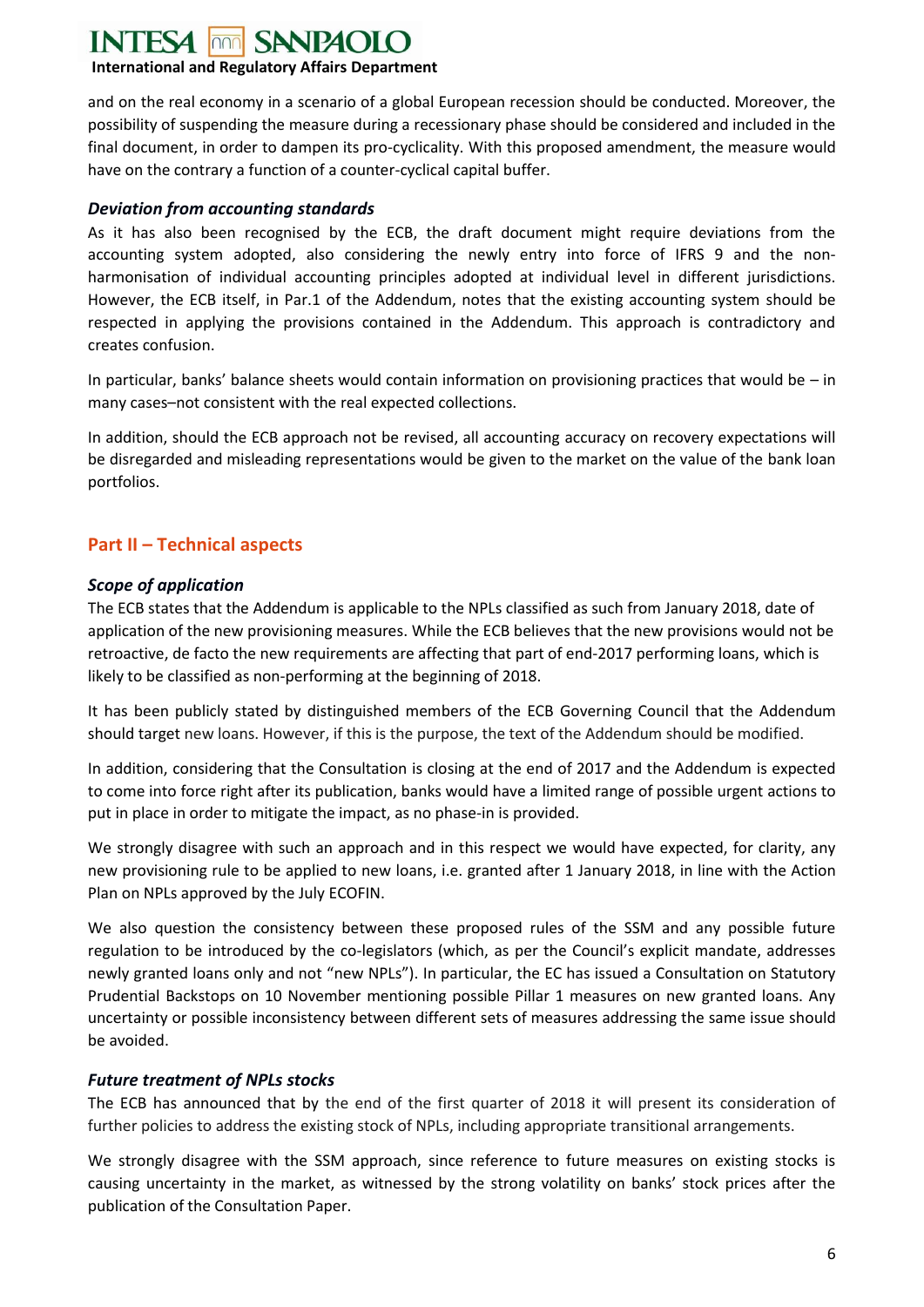and on the real economy in a scenario of a global European recession should be conducted. Moreover, the possibility of suspending the measure during a recessionary phase should be considered and included in the final document, in order to dampen its pro-cyclicality. With this proposed amendment, the measure would have on the contrary a function of a counter-cyclical capital buffer.

### *Deviation from accounting standards*

As it has also been recognised by the ECB, the draft document might require deviations from the accounting system adopted, also considering the newly entry into force of IFRS 9 and the non-harmonisation of individual accounting principles adopted at individual level in different jurisdictions. However, the ECB itself, in Par.1 of the Addendum, notes that the existing accounting system should be respected in applying the provisions contained in the Addendum. This approach is contradictory and creates confusion.

In particular, banks' balance sheets would contain information on provisioning practices that would be – in many cases–not consistent with the real expected collections.

In addition, should the ECB approach not be revised, all accounting accuracy on recovery expectations will be disregarded and misleading representations would be given to the market on the value of the bank loan portfolios.

## Part II – Technical aspects

### *Scope of application*

The ECB states that the Addendum is applicable to the NPLs classified as such from January 2018, date of application of the new provisioning measures. While the ECB believes that the new provisions would not be retroactive, de facto the new requirements are affecting that part of end-2017 performing loans, which is likely to be classified as non-performing at the beginning of 2018.

It has been publicly stated by distinguished members of the ECB Governing Council that the Addendum should target new loans. However, if this is the purpose, the text of the Addendum should be modified.

In addition, considering that the Consultation is closing at the end of 2017 and the Addendum is expected to come into force right after its publication, banks would have a limited range of possible urgent actions to put in place in order to mitigate the impact, as no phase-in is provided.

We strongly disagree with such an approach and in this respect we would have expected, for clarity, any new provisioning rule to be applied to new loans, i.e. granted after 1 January 2018, in line with the Action Plan on NPLs approved by the July ECOFIN.

We also question the consistency between these proposed rules of the SSM and any possible future regulation to be introduced by the co-legislators (which, as per the Council's explicit mandate, addresses newly granted loans only and not "new NPLs"). In particular, the EC has issued a Consultation on Statutory Prudential Backstops on 10 November mentioning possible Pillar 1 measures on new granted loans. Any uncertainty or possible inconsistency between different sets of measures addressing the same issue should be avoided.

### *Future treatment of NPLs stocks*

The ECB has announced that by the end of the first quarter of 2018 it will present its consideration of further policies to address the existing stock of NPLs, including appropriate transitional arrangements.

We strongly disagree with the SSM approach, since reference to future measures on existing stocks is causing uncertainty in the market, as witnessed by the strong volatility on banks' stock prices after the publication of the Consultation Paper.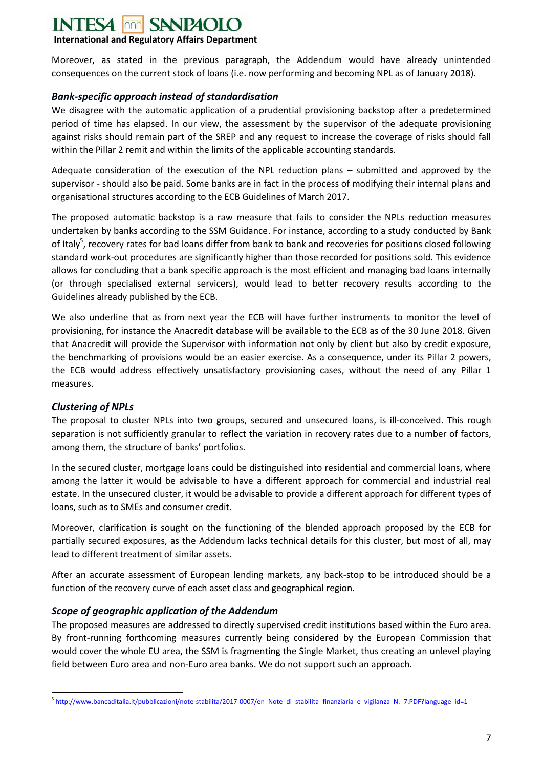Moreover, as stated in the previous paragraph, the Addendum would have already unintended consequences on the current stock of loans (i.e. now performing and becoming NPL as of January 2018).

### *Bank-specific approach instead of standardisation*

We disagree with the automatic application of a prudential provisioning backstop after a predetermined period of time has elapsed. In our view, the assessment by the supervisor of the adequate provisioning against risks should remain part of the SREP and any request to increase the coverage of risks should fall within the Pillar 2 remit and within the limits of the applicable accounting standards.

Adequate consideration of the execution of the NPL reduction plans – submitted and approved by the supervisor - should also be paid. Some banks are in fact in the process of modifying their internal plans and organisational structures according to the ECB Guidelines of March 2017.

The proposed automatic backstop is a raw measure that fails to consider the NPLs reduction measures undertaken by banks according to the SSM Guidance. For instance, according to a study conducted by Bank of Italy[5], recovery rates for bad loans differ from bank to bank and recoveries for positions closed following standard work-out procedures are significantly higher than those recorded for positions sold. This evidence allows for concluding that a bank specific approach is the most efficient and managing bad loans internally (or through specialised external servicers), would lead to better recovery results according to the Guidelines already published by the ECB.

We also underline that as from next year the ECB will have further instruments to monitor the level of provisioning, for instance the Anacredit database will be available to the ECB as of the 30 June 2018. Given that Anacredit will provide the Supervisor with information not only by client but also by credit exposure, the benchmarking of provisions would be an easier exercise. As a consequence, under its Pillar 2 powers, the ECB would address effectively unsatisfactory provisioning cases, without the need of any Pillar 1 measures.

### *Clustering of NPLs*

The proposal to cluster NPLs into two groups, secured and unsecured loans, is ill-conceived. This rough separation is not sufficiently granular to reflect the variation in recovery rates due to a number of factors, among them, the structure of banks' portfolios.

In the secured cluster, mortgage loans could be distinguished into residential and commercial loans, where among the latter it would be advisable to have a different approach for commercial and industrial real estate. In the unsecured cluster, it would be advisable to provide a different approach for different types of loans, such as to SMEs and consumer credit.

Moreover, clarification is sought on the functioning of the blended approach proposed by the ECB for partially secured exposures, as the Addendum lacks technical details for this cluster, but most of all, may lead to different treatment of similar assets.

After an accurate assessment of European lending markets, any back-stop to be introduced should be a function of the recovery curve of each asset class and geographical region.

### *Scope of geographic application of the Addendum*

The proposed measures are addressed to directly supervised credit institutions based within the Euro area. By front-running forthcoming measures currently being considered by the European Commission that would cover the whole EU area, the SSM is fragmenting the Single Market, thus creating an unlevel playing field between Euro area and non-Euro area banks. We do not support such an approach.

---

[5] http://www.bancaditalia.it/pubblicazioni/note-stabilita/2017-0007/en_Note_di_stabilita_finanziaria_e_vigilanza_N._7.PDF?language_id=1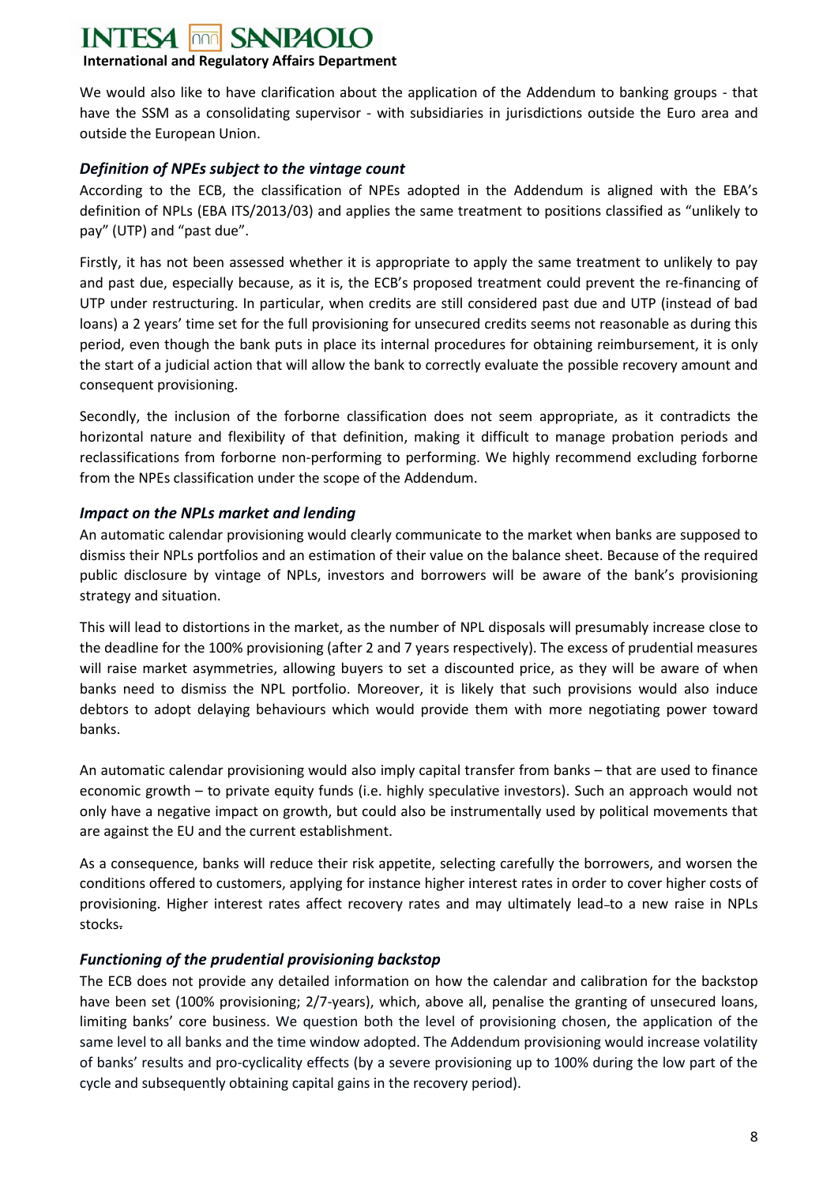We would also like to have clarification about the application of the Addendum to banking groups - that have the SSM as a consolidating supervisor - with subsidiaries in jurisdictions outside the Euro area and outside the European Union.

### *Definition of NPEs subject to the vintage count*

According to the ECB, the classification of NPEs adopted in the Addendum is aligned with the EBA's definition of NPLs (EBA ITS/2013/03) and applies the same treatment to positions classified as "unlikely to pay" (UTP) and "past due".

Firstly, it has not been assessed whether it is appropriate to apply the same treatment to unlikely to pay and past due, especially because, as it is, the ECB's proposed treatment could prevent the re-financing of UTP under restructuring. In particular, when credits are still considered past due and UTP (instead of bad loans) a 2 years' time set for the full provisioning for unsecured credits seems not reasonable as during this period, even though the bank puts in place its internal procedures for obtaining reimbursement, it is only the start of a judicial action that will allow the bank to correctly evaluate the possible recovery amount and consequent provisioning.

Secondly, the inclusion of the forborne classification does not seem appropriate, as it contradicts the horizontal nature and flexibility of that definition, making it difficult to manage probation periods and reclassifications from forborne non-performing to performing. We highly recommend excluding forborne from the NPEs classification under the scope of the Addendum.

### *Impact on the NPLs market and lending*

An automatic calendar provisioning would clearly communicate to the market when banks are supposed to dismiss their NPLs portfolios and an estimation of their value on the balance sheet. Because of the required public disclosure by vintage of NPLs, investors and borrowers will be aware of the bank's provisioning strategy and situation.

This will lead to distortions in the market, as the number of NPL disposals will presumably increase close to the deadline for the 100% provisioning (after 2 and 7 years respectively). The excess of prudential measures will raise market asymmetries, allowing buyers to set a discounted price, as they will be aware of when banks need to dismiss the NPL portfolio. Moreover, it is likely that such provisions would also induce debtors to adopt delaying behaviours which would provide them with more negotiating power toward banks.

An automatic calendar provisioning would also imply capital transfer from banks – that are used to finance economic growth – to private equity funds (i.e. highly speculative investors). Such an approach would not only have a negative impact on growth, but could also be instrumentally used by political movements that are against the EU and the current establishment.

As a consequence, banks will reduce their risk appetite, selecting carefully the borrowers, and worsen the conditions offered to customers, applying for instance higher interest rates in order to cover higher costs of provisioning. Higher interest rates affect recovery rates and may ultimately lead to a new raise in NPLs stocks.

### *Functioning of the prudential provisioning backstop*

The ECB does not provide any detailed information on how the calendar and calibration for the backstop have been set (100% provisioning; 2/7-years), which, above all, penalise the granting of unsecured loans, limiting banks' core business. We question both the level of provisioning chosen, the application of the same level to all banks and the time window adopted. The Addendum provisioning would increase volatility of banks' results and pro-cyclicality effects (by a severe provisioning up to 100% during the low part of the cycle and subsequently obtaining capital gains in the recovery period).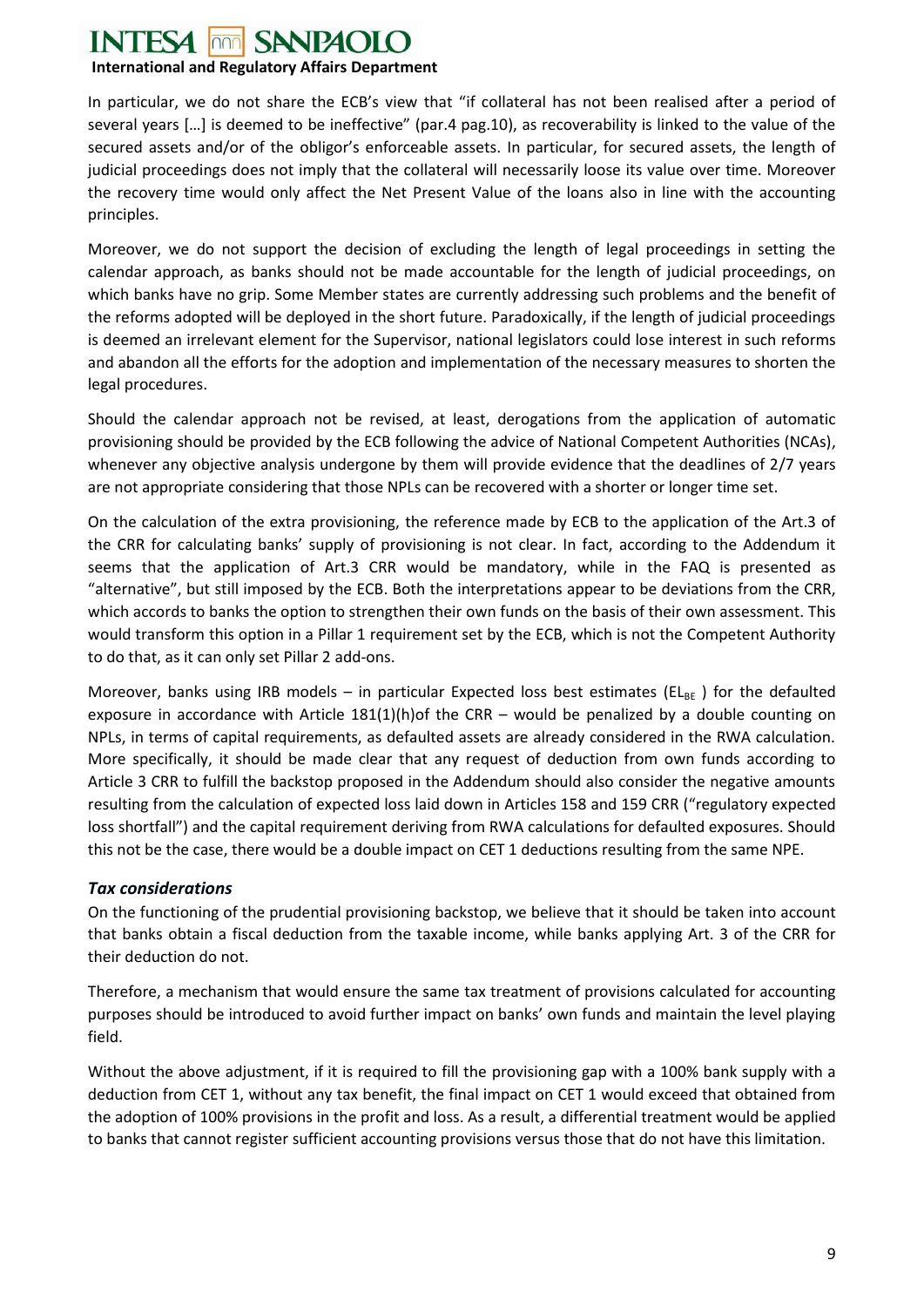In particular, we do not share the ECB's view that "if collateral has not been realised after a period of several years […] is deemed to be ineffective" (par.4 pag.10), as recoverability is linked to the value of the secured assets and/or of the obligor's enforceable assets. In particular, for secured assets, the length of judicial proceedings does not imply that the collateral will necessarily loose its value over time. Moreover the recovery time would only affect the Net Present Value of the loans also in line with the accounting principles.

Moreover, we do not support the decision of excluding the length of legal proceedings in setting the calendar approach, as banks should not be made accountable for the length of judicial proceedings, on which banks have no grip. Some Member states are currently addressing such problems and the benefit of the reforms adopted will be deployed in the short future. Paradoxically, if the length of judicial proceedings is deemed an irrelevant element for the Supervisor, national legislators could lose interest in such reforms and abandon all the efforts for the adoption and implementation of the necessary measures to shorten the legal procedures.

Should the calendar approach not be revised, at least, derogations from the application of automatic provisioning should be provided by the ECB following the advice of National Competent Authorities (NCAs), whenever any objective analysis undergone by them will provide evidence that the deadlines of 2/7 years are not appropriate considering that those NPLs can be recovered with a shorter or longer time set.

On the calculation of the extra provisioning, the reference made by ECB to the application of the Art.3 of the CRR for calculating banks' supply of provisioning is not clear. In fact, according to the Addendum it seems that the application of Art.3 CRR would be mandatory, while in the FAQ is presented as "alternative", but still imposed by the ECB. Both the interpretations appear to be deviations from the CRR, which accords to banks the option to strengthen their own funds on the basis of their own assessment. This would transform this option in a Pillar 1 requirement set by the ECB, which is not the Competent Authority to do that, as it can only set Pillar 2 add-ons.

Moreover, banks using IRB models – in particular Expected loss best estimates ($EL_{BE}$ ) for the defaulted exposure in accordance with Article 181(1)(h)of the CRR – would be penalized by a double counting on NPLs, in terms of capital requirements, as defaulted assets are already considered in the RWA calculation. More specifically, it should be made clear that any request of deduction from own funds according to Article 3 CRR to fulfill the backstop proposed in the Addendum should also consider the negative amounts resulting from the calculation of expected loss laid down in Articles 158 and 159 CRR ("regulatory expected loss shortfall") and the capital requirement deriving from RWA calculations for defaulted exposures. Should this not be the case, there would be a double impact on CET 1 deductions resulting from the same NPE.

### *Tax considerations*

On the functioning of the prudential provisioning backstop, we believe that it should be taken into account that banks obtain a fiscal deduction from the taxable income, while banks applying Art. 3 of the CRR for their deduction do not.

Therefore, a mechanism that would ensure the same tax treatment of provisions calculated for accounting purposes should be introduced to avoid further impact on banks' own funds and maintain the level playing field.

Without the above adjustment, if it is required to fill the provisioning gap with a 100% bank supply with a deduction from CET 1, without any tax benefit, the final impact on CET 1 would exceed that obtained from the adoption of 100% provisions in the profit and loss. As a result, a differential treatment would be applied to banks that cannot register sufficient accounting provisions versus those that do not have this limitation.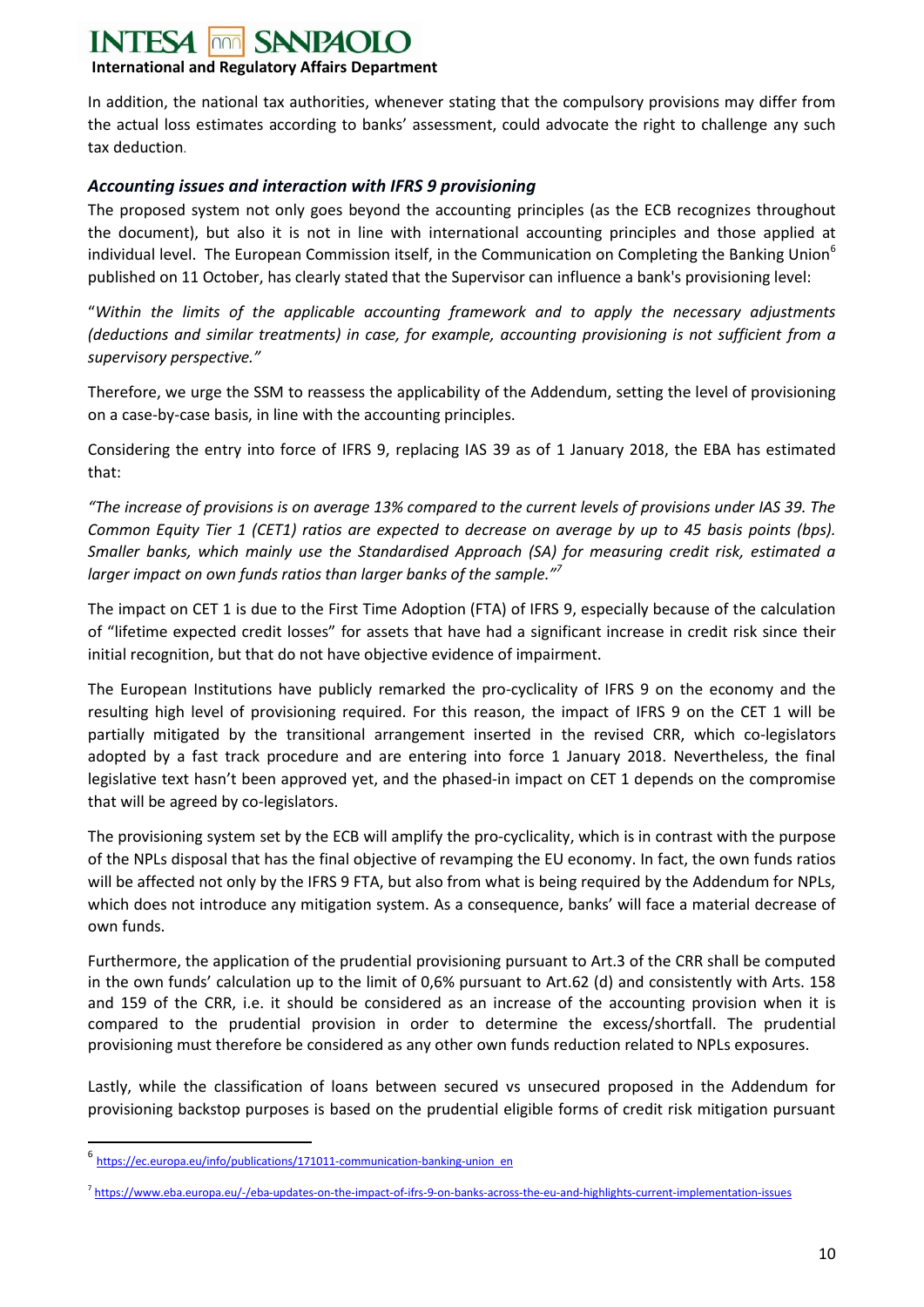In addition, the national tax authorities, whenever stating that the compulsory provisions may differ from the actual loss estimates according to banks' assessment, could advocate the right to challenge any such tax deduction.

### *Accounting issues and interaction with IFRS 9 provisioning*

The proposed system not only goes beyond the accounting principles (as the ECB recognizes throughout the document), but also it is not in line with international accounting principles and those applied at individual level. The European Commission itself, in the Communication on Completing the Banking Union[6] published on 11 October, has clearly stated that the Supervisor can influence a bank's provisioning level:

"*Within the limits of the applicable accounting framework and to apply the necessary adjustments (deductions and similar treatments) in case, for example, accounting provisioning is not sufficient from a supervisory perspective."*

Therefore, we urge the SSM to reassess the applicability of the Addendum, setting the level of provisioning on a case-by-case basis, in line with the accounting principles.

Considering the entry into force of IFRS 9, replacing IAS 39 as of 1 January 2018, the EBA has estimated that:

*"The increase of provisions is on average 13% compared to the current levels of provisions under IAS 39. The Common Equity Tier 1 (CET1) ratios are expected to decrease on average by up to 45 basis points (bps). Smaller banks, which mainly use the Standardised Approach (SA) for measuring credit risk, estimated a larger impact on own funds ratios than larger banks of the sample."*[7]

The impact on CET 1 is due to the First Time Adoption (FTA) of IFRS 9, especially because of the calculation of "lifetime expected credit losses" for assets that have had a significant increase in credit risk since their initial recognition, but that do not have objective evidence of impairment.

The European Institutions have publicly remarked the pro-cyclicality of IFRS 9 on the economy and the resulting high level of provisioning required. For this reason, the impact of IFRS 9 on the CET 1 will be partially mitigated by the transitional arrangement inserted in the revised CRR, which co-legislators adopted by a fast track procedure and are entering into force 1 January 2018. Nevertheless, the final legislative text hasn't been approved yet, and the phased-in impact on CET 1 depends on the compromise that will be agreed by co-legislators.

The provisioning system set by the ECB will amplify the pro-cyclicality, which is in contrast with the purpose of the NPLs disposal that has the final objective of revamping the EU economy. In fact, the own funds ratios will be affected not only by the IFRS 9 FTA, but also from what is being required by the Addendum for NPLs, which does not introduce any mitigation system. As a consequence, banks' will face a material decrease of own funds.

Furthermore, the application of the prudential provisioning pursuant to Art.3 of the CRR shall be computed in the own funds' calculation up to the limit of 0,6% pursuant to Art.62 (d) and consistently with Arts. 158 and 159 of the CRR, i.e. it should be considered as an increase of the accounting provision when it is compared to the prudential provision in order to determine the excess/shortfall. The prudential provisioning must therefore be considered as any other own funds reduction related to NPLs exposures.

Lastly, while the classification of loans between secured vs unsecured proposed in the Addendum for provisioning backstop purposes is based on the prudential eligible forms of credit risk mitigation pursuant

---

[6] https://ec.europa.eu/info/publications/171011-communication-banking-union_en

[7] https://www.eba.europa.eu/-/eba-updates-on-the-impact-of-ifrs-9-on-banks-across-the-eu-and-highlights-current-implementation-issues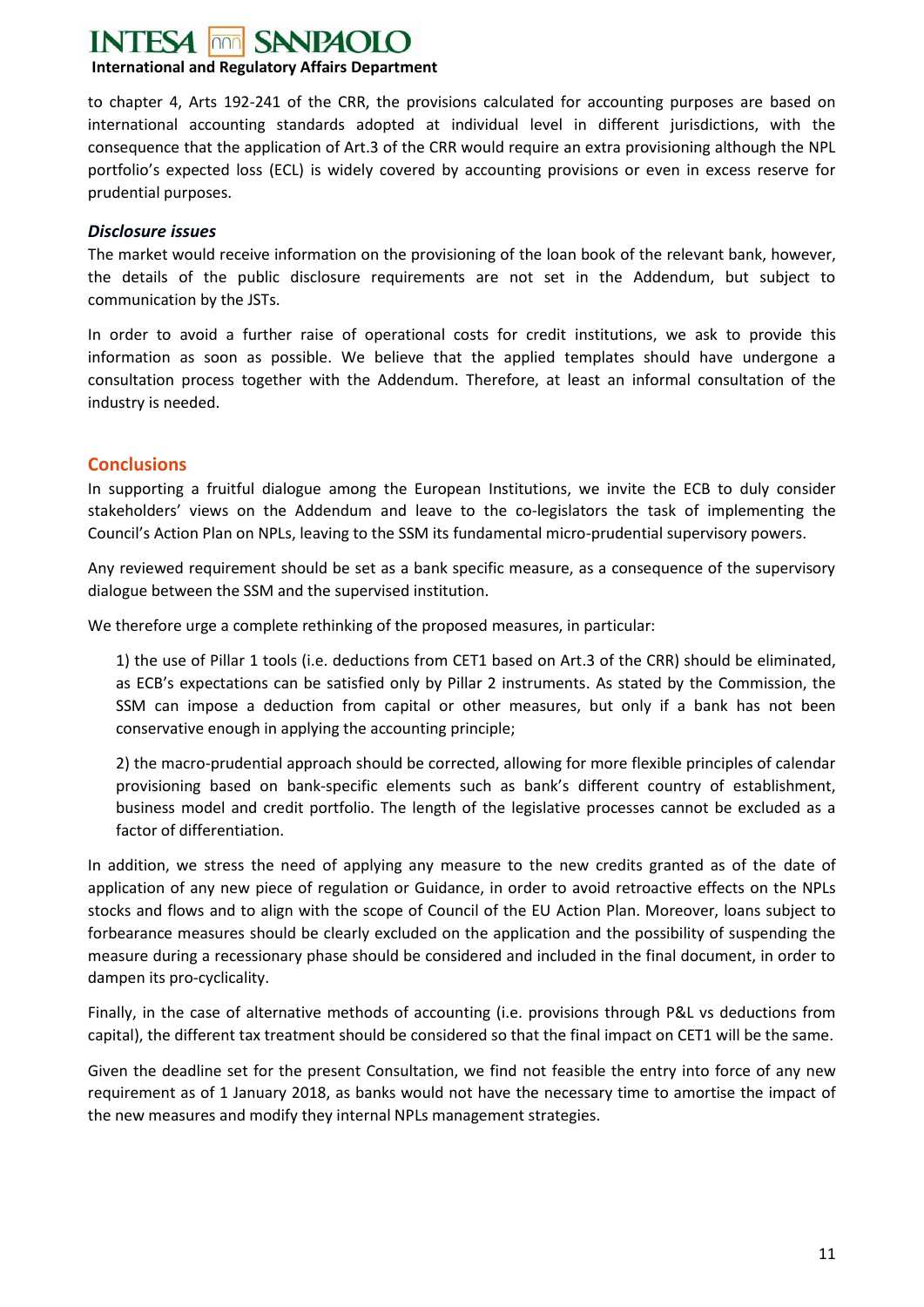to chapter 4, Arts 192-241 of the CRR, the provisions calculated for accounting purposes are based on international accounting standards adopted at individual level in different jurisdictions, with the consequence that the application of Art.3 of the CRR would require an extra provisioning although the NPL portfolio's expected loss (ECL) is widely covered by accounting provisions or even in excess reserve for prudential purposes.

### *Disclosure issues*

The market would receive information on the provisioning of the loan book of the relevant bank, however, the details of the public disclosure requirements are not set in the Addendum, but subject to communication by the JSTs.

In order to avoid a further raise of operational costs for credit institutions, we ask to provide this information as soon as possible. We believe that the applied templates should have undergone a consultation process together with the Addendum. Therefore, at least an informal consultation of the industry is needed.

## Conclusions

In supporting a fruitful dialogue among the European Institutions, we invite the ECB to duly consider stakeholders' views on the Addendum and leave to the co-legislators the task of implementing the Council's Action Plan on NPLs, leaving to the SSM its fundamental micro-prudential supervisory powers.

Any reviewed requirement should be set as a bank specific measure, as a consequence of the supervisory dialogue between the SSM and the supervised institution.

We therefore urge a complete rethinking of the proposed measures, in particular:

1) the use of Pillar 1 tools (i.e. deductions from CET1 based on Art.3 of the CRR) should be eliminated, as ECB's expectations can be satisfied only by Pillar 2 instruments. As stated by the Commission, the SSM can impose a deduction from capital or other measures, but only if a bank has not been conservative enough in applying the accounting principle;

2) the macro-prudential approach should be corrected, allowing for more flexible principles of calendar provisioning based on bank-specific elements such as bank's different country of establishment, business model and credit portfolio. The length of the legislative processes cannot be excluded as a factor of differentiation.

In addition, we stress the need of applying any measure to the new credits granted as of the date of application of any new piece of regulation or Guidance, in order to avoid retroactive effects on the NPLs stocks and flows and to align with the scope of Council of the EU Action Plan. Moreover, loans subject to forbearance measures should be clearly excluded on the application and the possibility of suspending the measure during a recessionary phase should be considered and included in the final document, in order to dampen its pro-cyclicality.

Finally, in the case of alternative methods of accounting (i.e. provisions through P&L vs deductions from capital), the different tax treatment should be considered so that the final impact on CET1 will be the same.

Given the deadline set for the present Consultation, we find not feasible the entry into force of any new requirement as of 1 January 2018, as banks would not have the necessary time to amortise the impact of the new measures and modify they internal NPLs management strategies.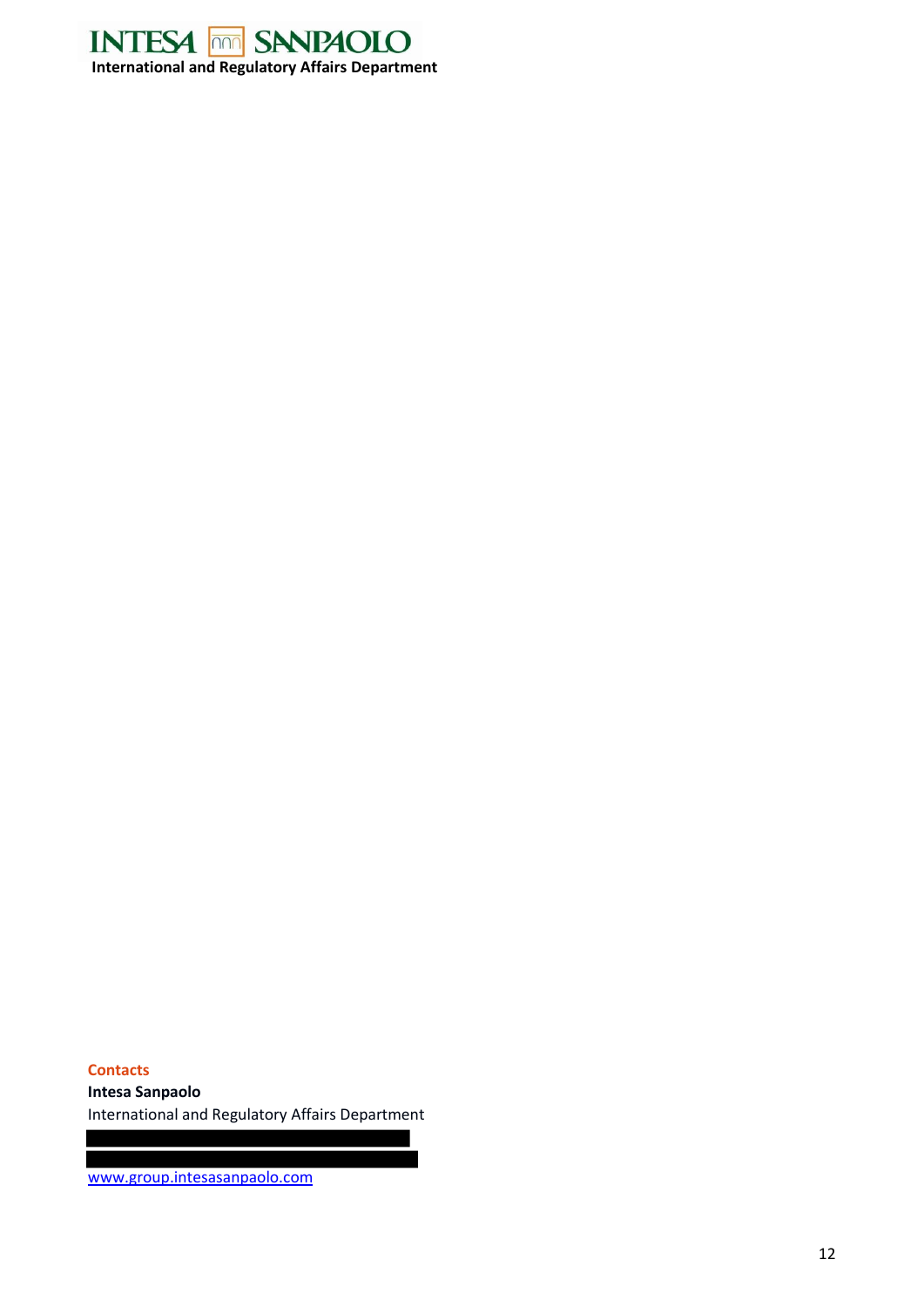**Contacts**

**Intesa Sanpaolo**

International and Regulatory Affairs Department

www.group.intesasanpaolo.com